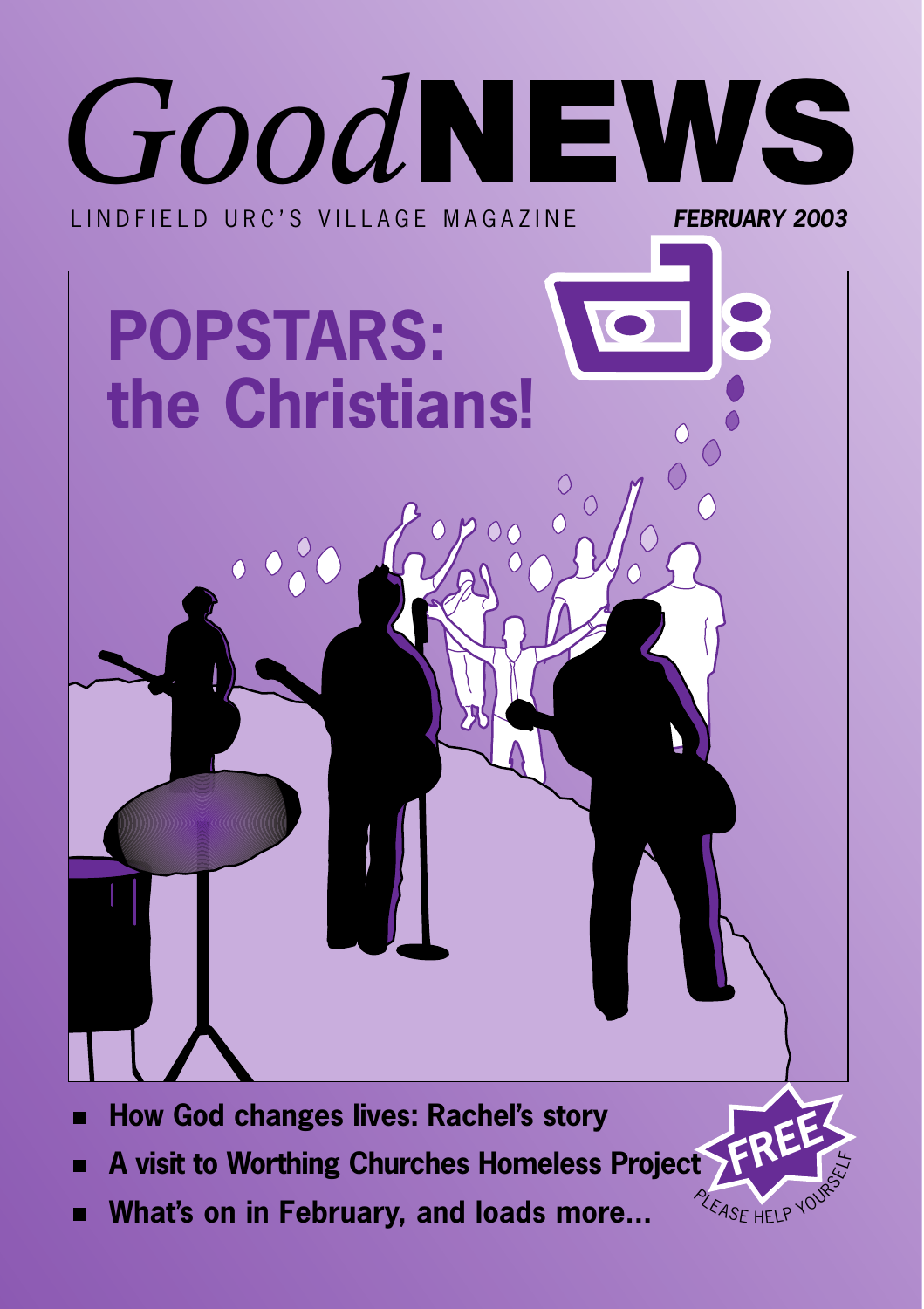# *Good*NEWS

LINDFIELD URC'S VILLAGE MAGAZINE

***FEBRUARY 2003***

## POPSTARS: the Christians!

- **How God changes lives: Rachel's story**
- **A visit to Worthing Churches Homeless Project**
- **What's on in February, and loads more...**

**FREE**

PLEASE HELP YOURSELF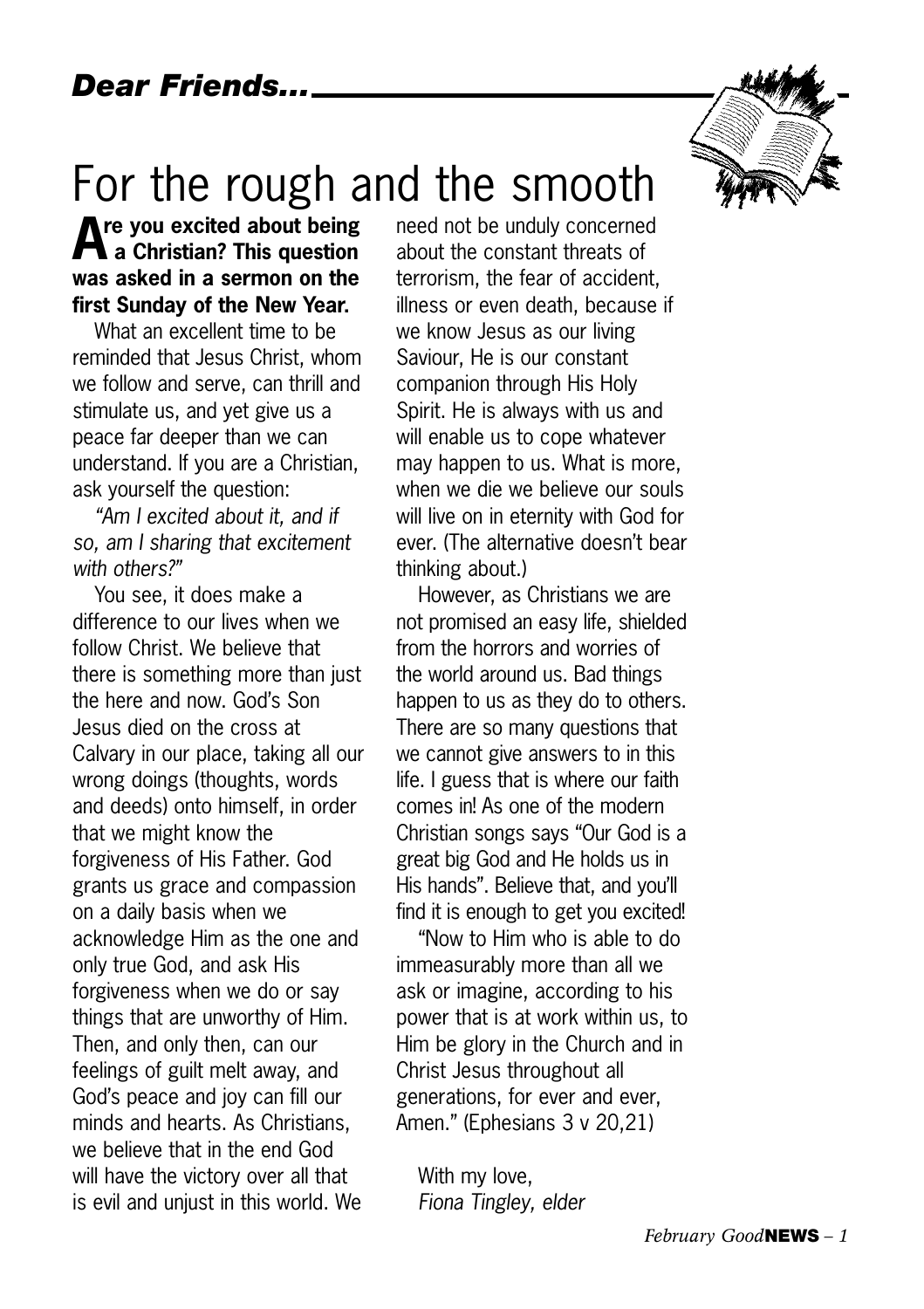## *Dear Friends...*

# For the rough and the smooth

**Are you excited about being a Christian? This question was asked in a sermon on the first Sunday of the New Year.**

What an excellent time to be reminded that Jesus Christ, whom we follow and serve, can thrill and stimulate us, and yet give us a peace far deeper than we can understand. If you are a Christian, ask yourself the question:

*"Am I excited about it, and if so, am I sharing that excitement with others?"*

You see, it does make a difference to our lives when we follow Christ. We believe that there is something more than just the here and now. God's Son Jesus died on the cross at Calvary in our place, taking all our wrong doings (thoughts, words and deeds) onto himself, in order that we might know the forgiveness of His Father. God grants us grace and compassion on a daily basis when we acknowledge Him as the one and only true God, and ask His forgiveness when we do or say things that are unworthy of Him. Then, and only then, can our feelings of guilt melt away, and God's peace and joy can fill our minds and hearts. As Christians, we believe that in the end God will have the victory over all that is evil and unjust in this world. We need not be unduly concerned about the constant threats of terrorism, the fear of accident, illness or even death, because if we know Jesus as our living Saviour, He is our constant companion through His Holy Spirit. He is always with us and will enable us to cope whatever may happen to us. What is more, when we die we believe our souls will live on in eternity with God for ever. (The alternative doesn't bear thinking about.)

However, as Christians we are not promised an easy life, shielded from the horrors and worries of the world around us. Bad things happen to us as they do to others. There are so many questions that we cannot give answers to in this life. I guess that is where our faith comes in! As one of the modern Christian songs says "Our God is a great big God and He holds us in His hands". Believe that, and you'll find it is enough to get you excited!

"Now to Him who is able to do immeasurably more than all we ask or imagine, according to his power that is at work within us, to Him be glory in the Church and in Christ Jesus throughout all generations, for ever and ever, Amen." (Ephesians 3 v 20,21)

With my love,
*Fiona Tingley, elder*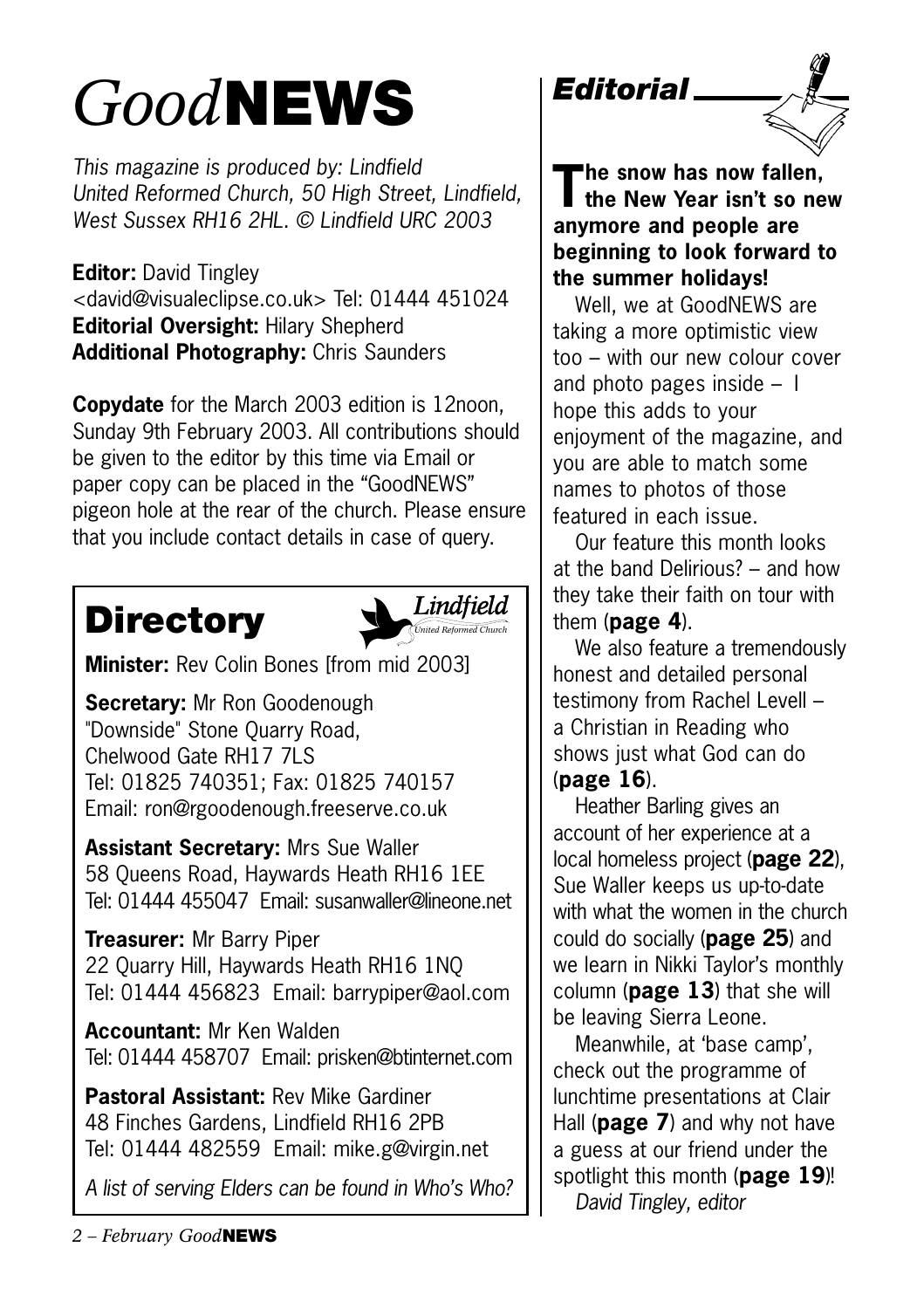# *Good*NEWS

*This magazine is produced by: Lindfield United Reformed Church, 50 High Street, Lindfield, West Sussex RH16 2HL. © Lindfield URC 2003*

**Editor:** David Tingley <david@visualeclipse.co.uk> Tel: 01444 451024
**Editorial Oversight:** Hilary Shepherd
**Additional Photography:** Chris Saunders

**Copydate** for the March 2003 edition is 12noon, Sunday 9th February 2003. All contributions should be given to the editor by this time via Email or paper copy can be placed in the "GoodNEWS" pigeon hole at the rear of the church. Please ensure that you include contact details in case of query.

## Directory

Lindfield United Reformed Church

**Minister:** Rev Colin Bones [from mid 2003]

**Secretary:** Mr Ron Goodenough
"Downside" Stone Quarry Road,
Chelwood Gate RH17 7LS
Tel: 01825 740351; Fax: 01825 740157
Email: ron@rgoodenough.freeserve.co.uk

**Assistant Secretary:** Mrs Sue Waller
58 Queens Road, Haywards Heath RH16 1EE
Tel: 01444 455047 Email: susanwaller@lineone.net

**Treasurer:** Mr Barry Piper
22 Quarry Hill, Haywards Heath RH16 1NQ
Tel: 01444 456823 Email: barrypiper@aol.com

**Accountant:** Mr Ken Walden
Tel: 01444 458707 Email: prisken@btinternet.com

**Pastoral Assistant:** Rev Mike Gardiner
48 Finches Gardens, Lindfield RH16 2PB
Tel: 01444 482559 Email: mike.g@virgin.net

*A list of serving Elders can be found in Who's Who?*

## Editorial

**The snow has now fallen, the New Year isn't so new anymore and people are beginning to look forward to the summer holidays!**

Well, we at GoodNEWS are taking a more optimistic view too – with our new colour cover and photo pages inside – I hope this adds to your enjoyment of the magazine, and you are able to match some names to photos of those featured in each issue.

Our feature this month looks at the band Delirious? – and how they take their faith on tour with them (**page 4**).

We also feature a tremendously honest and detailed personal testimony from Rachel Levell – a Christian in Reading who shows just what God can do (**page 16**).

Heather Barling gives an account of her experience at a local homeless project (**page 22**), Sue Waller keeps us up-to-date with what the women in the church could do socially (**page 25**) and we learn in Nikki Taylor's monthly column (**page 13**) that she will be leaving Sierra Leone.

Meanwhile, at 'base camp', check out the programme of lunchtime presentations at Clair Hall (**page 7**) and why not have a guess at our friend under the spotlight this month (**page 19**)!

*David Tingley, editor*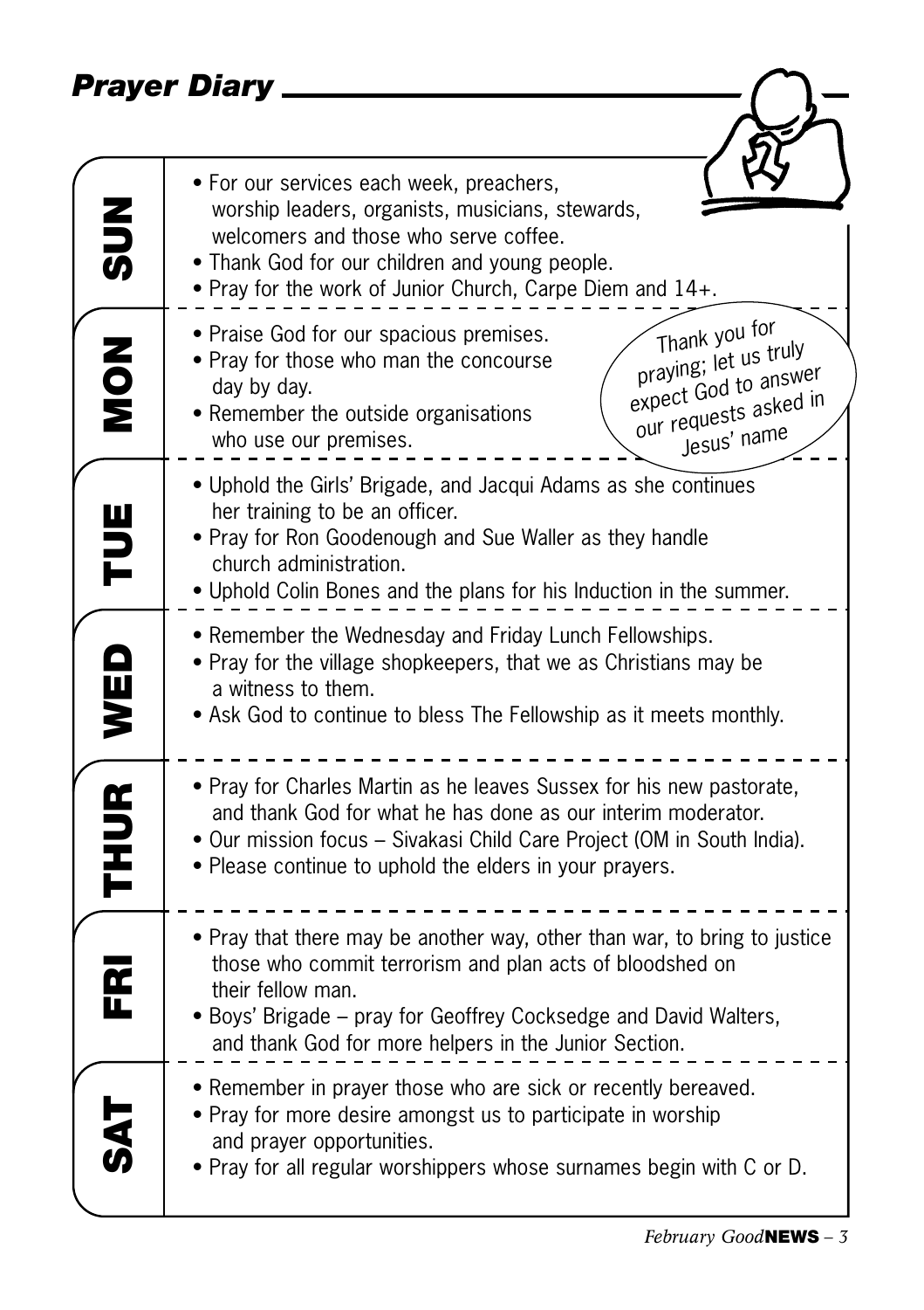## Prayer Diary

### SUN

- For our services each week, preachers, worship leaders, organists, musicians, stewards, welcomers and those who serve coffee.
- Thank God for our children and young people.
- Pray for the work of Junior Church, Carpe Diem and 14+.

### MON

- Praise God for our spacious premises.
- Pray for those who man the concourse day by day.
- Remember the outside organisations who use our premises.

*Thank you for praying; let us truly expect God to answer our requests asked in Jesus' name*

### TUE

- Uphold the Girls' Brigade, and Jacqui Adams as she continues her training to be an officer.
- Pray for Ron Goodenough and Sue Waller as they handle church administration.
- Uphold Colin Bones and the plans for his Induction in the summer.

### WED

- Remember the Wednesday and Friday Lunch Fellowships.
- Pray for the village shopkeepers, that we as Christians may be a witness to them.
- Ask God to continue to bless The Fellowship as it meets monthly.

### THUR

- Pray for Charles Martin as he leaves Sussex for his new pastorate, and thank God for what he has done as our interim moderator.
- Our mission focus – Sivakasi Child Care Project (OM in South India).
- Please continue to uphold the elders in your prayers.

### FRI

- Pray that there may be another way, other than war, to bring to justice those who commit terrorism and plan acts of bloodshed on their fellow man.
- Boys' Brigade – pray for Geoffrey Cocksedge and David Walters, and thank God for more helpers in the Junior Section.

### SAT

- Remember in prayer those who are sick or recently bereaved.
- Pray for more desire amongst us to participate in worship and prayer opportunities.
- Pray for all regular worshippers whose surnames begin with C or D.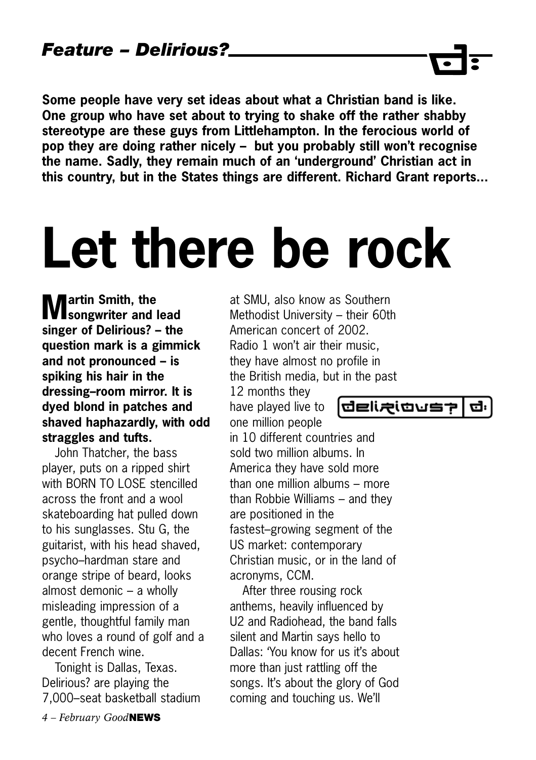*Feature – Delirious?*

**Some people have very set ideas about what a Christian band is like. One group who have set about to trying to shake off the rather shabby stereotype are these guys from Littlehampton. In the ferocious world of pop they are doing rather nicely – but you probably still won't recognise the name. Sadly, they remain much of an 'underground' Christian act in this country, but in the States things are different. Richard Grant reports...**

# Let there be rock

**Martin Smith, the songwriter and lead singer of Delirious? – the question mark is a gimmick and not pronounced – is spiking his hair in the dressing–room mirror. It is dyed blond in patches and shaved haphazardly, with odd straggles and tufts.**

John Thatcher, the bass player, puts on a ripped shirt with BORN TO LOSE stencilled across the front and a wool skateboarding hat pulled down to his sunglasses. Stu G, the guitarist, with his head shaved, psycho–hardman stare and orange stripe of beard, looks almost demonic – a wholly misleading impression of a gentle, thoughtful family man who loves a round of golf and a decent French wine.

Tonight is Dallas, Texas. Delirious? are playing the 7,000–seat basketball stadium at SMU, also know as Southern Methodist University – their 60th American concert of 2002. Radio 1 won't air their music, they have almost no profile in the British media, but in the past 12 months they have played live to one million people in 10 different countries and sold two million albums. In America they have sold more than one million albums – more than Robbie Williams – and they are positioned in the fastest–growing segment of the US market: contemporary Christian music, or in the land of acronyms, CCM.

After three rousing rock anthems, heavily influenced by U2 and Radiohead, the band falls silent and Martin says hello to Dallas: 'You know for us it's about more than just rattling off the songs. It's about the glory of God coming and touching us. We'll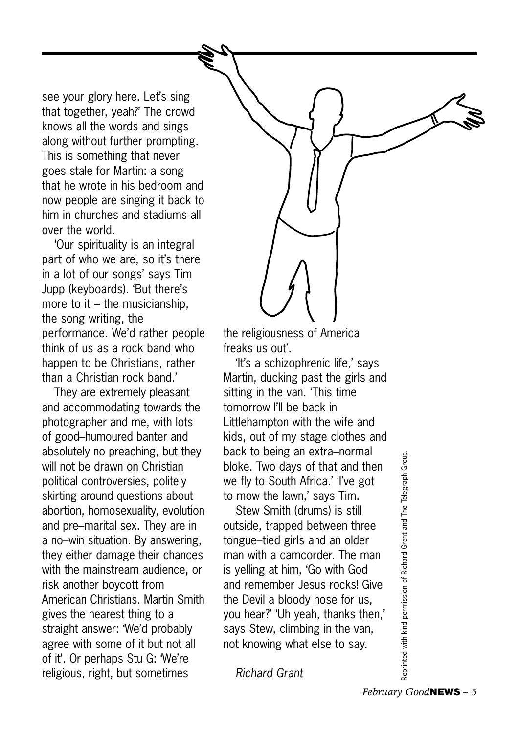see your glory here. Let's sing that together, yeah?' The crowd knows all the words and sings along without further prompting. This is something that never goes stale for Martin: a song that he wrote in his bedroom and now people are singing it back to him in churches and stadiums all over the world.

'Our spirituality is an integral part of who we are, so it's there in a lot of our songs' says Tim Jupp (keyboards). 'But there's more to it – the musicianship, the song writing, the performance. We'd rather people think of us as a rock band who happen to be Christians, rather than a Christian rock band.'

They are extremely pleasant and accommodating towards the photographer and me, with lots of good–humoured banter and absolutely no preaching, but they will not be drawn on Christian political controversies, politely skirting around questions about abortion, homosexuality, evolution and pre–marital sex. They are in a no–win situation. By answering, they either damage their chances with the mainstream audience, or risk another boycott from American Christians. Martin Smith gives the nearest thing to a straight answer: 'We'd probably agree with some of it but not all of it'. Or perhaps Stu G: 'We're religious, right, but sometimes the religiousness of America freaks us out'.

'It's a schizophrenic life,' says Martin, ducking past the girls and sitting in the van. 'This time tomorrow I'll be back in Littlehampton with the wife and kids, out of my stage clothes and back to being an extra–normal bloke. Two days of that and then we fly to South Africa.' 'I've got to mow the lawn,' says Tim.

Stew Smith (drums) is still outside, trapped between three tongue–tied girls and an older man with a camcorder. The man is yelling at him, 'Go with God and remember Jesus rocks! Give the Devil a bloody nose for us, you hear?' 'Uh yeah, thanks then,' says Stew, climbing in the van, not knowing what else to say.

*Richard Grant*

Reprinted with kind permission of Richard Grant and The Telegraph Group.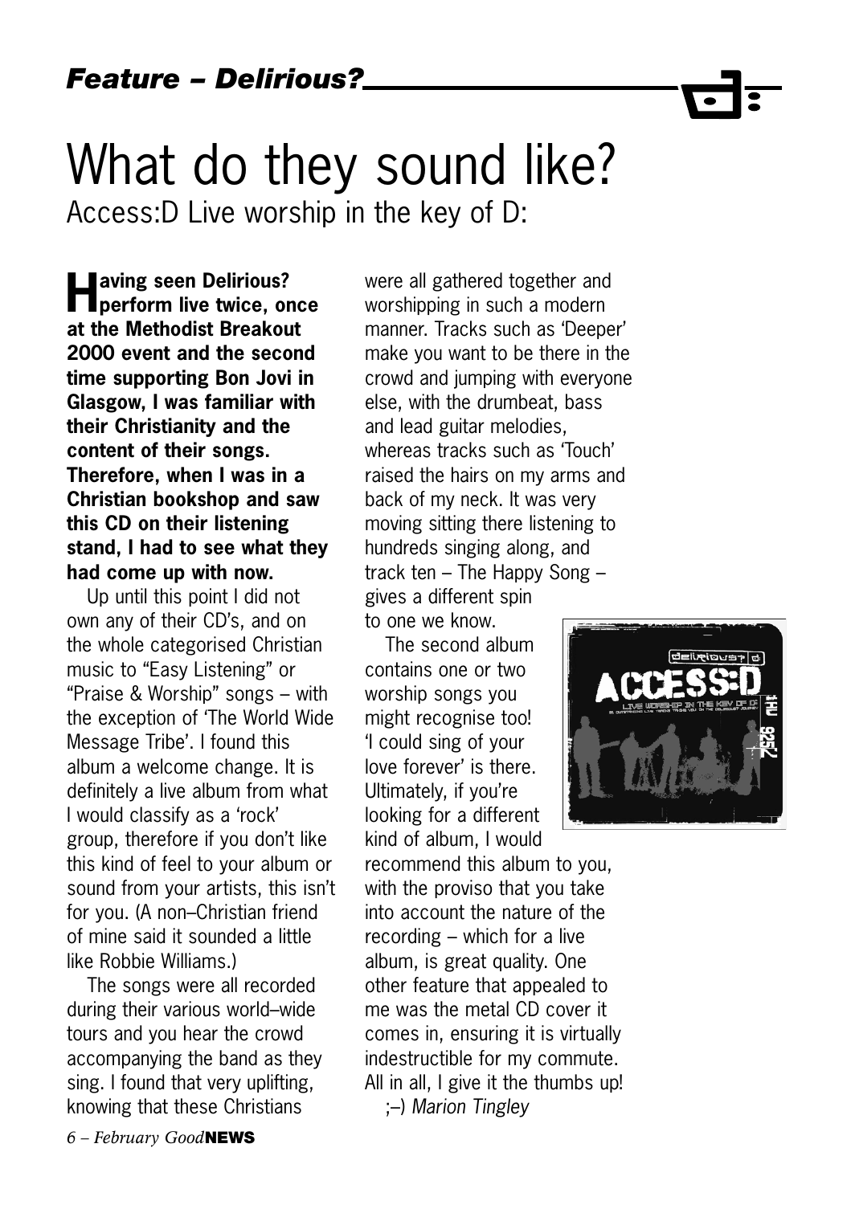*Feature – Delirious?*

# What do they sound like?

Access:D Live worship in the key of D:

**Having seen Delirious? perform live twice, once at the Methodist Breakout 2000 event and the second time supporting Bon Jovi in Glasgow, I was familiar with their Christianity and the content of their songs. Therefore, when I was in a Christian bookshop and saw this CD on their listening stand, I had to see what they had come up with now.**

Up until this point I did not own any of their CD's, and on the whole categorised Christian music to "Easy Listening" or "Praise & Worship" songs – with the exception of 'The World Wide Message Tribe'. I found this album a welcome change. It is definitely a live album from what I would classify as a 'rock' group, therefore if you don't like this kind of feel to your album or sound from your artists, this isn't for you. (A non–Christian friend of mine said it sounded a little like Robbie Williams.)

The songs were all recorded during their various world–wide tours and you hear the crowd accompanying the band as they sing. I found that very uplifting, knowing that these Christians were all gathered together and worshipping in such a modern manner. Tracks such as 'Deeper' make you want to be there in the crowd and jumping with everyone else, with the drumbeat, bass and lead guitar melodies, whereas tracks such as 'Touch' raised the hairs on my arms and back of my neck. It was very moving sitting there listening to hundreds singing along, and track ten – The Happy Song – gives a different spin to one we know.

The second album contains one or two worship songs you might recognise too! 'I could sing of your love forever' is there. Ultimately, if you're looking for a different kind of album, I would recommend this album to you, with the proviso that you take into account the nature of the recording – which for a live album, is great quality. One other feature that appealed to me was the metal CD cover it comes in, ensuring it is virtually indestructible for my commute. All in all, I give it the thumbs up!

;–) *Marion Tingley*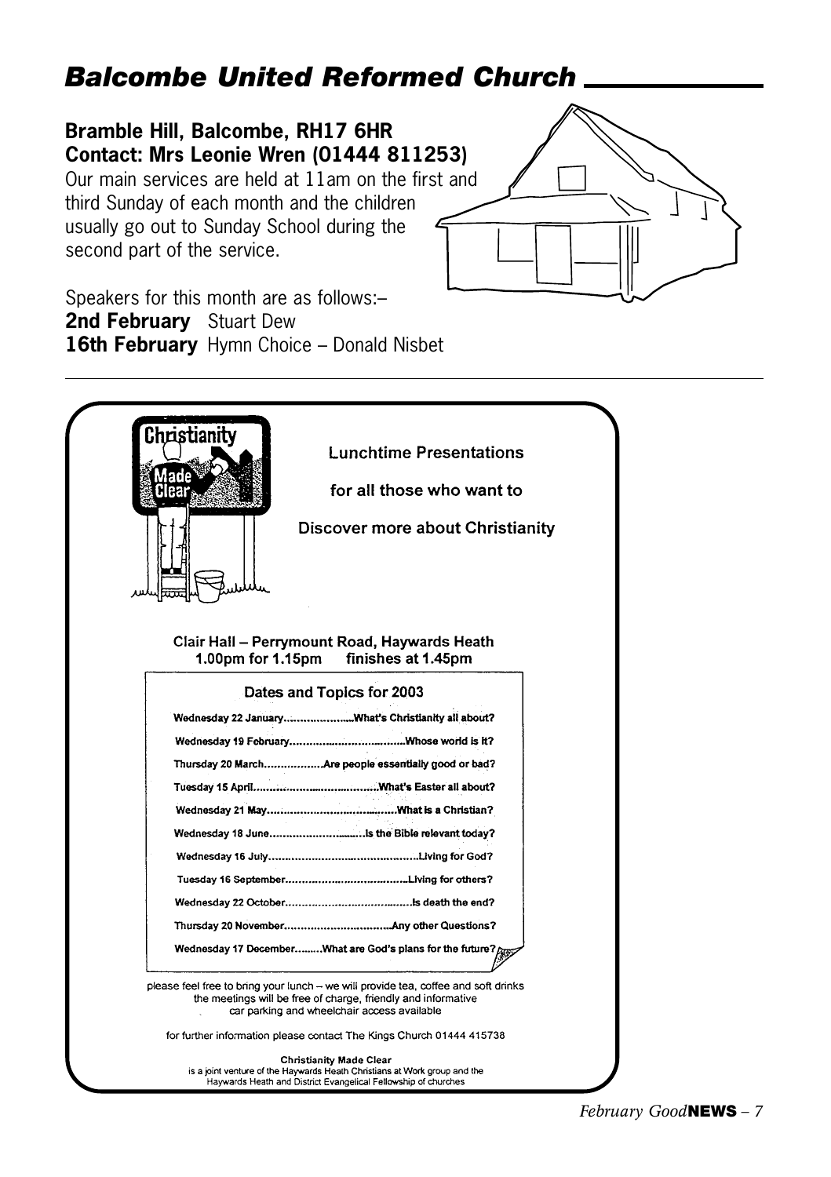## Balcombe United Reformed Church

**Bramble Hill, Balcombe, RH17 6HR**
**Contact: Mrs Leonie Wren (01444 811253)**

Our main services are held at 11am on the first and third Sunday of each month and the children usually go out to Sunday School during the second part of the service.

Speakers for this month are as follows:–
**2nd February** Stuart Dew
**16th February** Hymn Choice – Donald Nisbet

---

Christianity Made Clear

Lunchtime Presentations

for all those who want to

Discover more about Christianity

**Clair Hall – Perrymount Road, Haywards Heath**
**1.00pm for 1.15pm finishes at 1.45pm**

### Dates and Topics for 2003

| Date | Topic |
|---|---|
| Wednesday 22 January | What's Christianity all about? |
| Wednesday 19 February | Whose world is it? |
| Thursday 20 March | Are people essentially good or bad? |
| Tuesday 15 April | What's Easter all about? |
| Wednesday 21 May | What is a Christian? |
| Wednesday 18 June | Is the Bible relevant today? |
| Wednesday 16 July | Living for God? |
| Tuesday 16 September | Living for others? |
| Wednesday 22 October | Is death the end? |
| Thursday 20 November | Any other Questions? |
| Wednesday 17 December | What are God's plans for the future? |

please feel free to bring your lunch – we will provide tea, coffee and soft drinks
the meetings will be free of charge, friendly and informative
car parking and wheelchair access available

for further information please contact The Kings Church 01444 415738

**Christianity Made Clear**
is a joint venture of the Haywards Heath Christians at Work group and the Haywards Heath and District Evangelical Fellowship of churches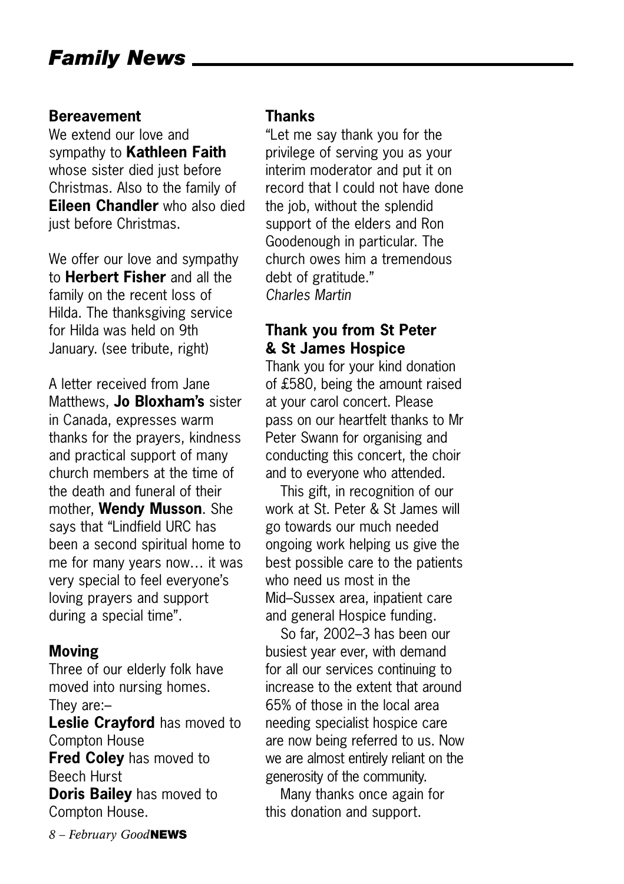# *Family News*

## Bereavement

We extend our love and sympathy to **Kathleen Faith** whose sister died just before Christmas. Also to the family of **Eileen Chandler** who also died just before Christmas.

We offer our love and sympathy to **Herbert Fisher** and all the family on the recent loss of Hilda. The thanksgiving service for Hilda was held on 9th January. (see tribute, right)

A letter received from Jane Matthews, **Jo Bloxham's** sister in Canada, expresses warm thanks for the prayers, kindness and practical support of many church members at the time of the death and funeral of their mother, **Wendy Musson**. She says that "Lindfield URC has been a second spiritual home to me for many years now… it was very special to feel everyone's loving prayers and support during a special time".

## Moving

Three of our elderly folk have moved into nursing homes. They are:–

**Leslie Crayford** has moved to Compton House
**Fred Coley** has moved to Beech Hurst
**Doris Bailey** has moved to Compton House.

## Thanks

"Let me say thank you for the privilege of serving you as your interim moderator and put it on record that I could not have done the job, without the splendid support of the elders and Ron Goodenough in particular. The church owes him a tremendous debt of gratitude."
*Charles Martin*

## Thank you from St Peter & St James Hospice

Thank you for your kind donation of £580, being the amount raised at your carol concert. Please pass on our heartfelt thanks to Mr Peter Swann for organising and conducting this concert, the choir and to everyone who attended.

This gift, in recognition of our work at St. Peter & St James will go towards our much needed ongoing work helping us give the best possible care to the patients who need us most in the Mid–Sussex area, inpatient care and general Hospice funding.

So far, 2002–3 has been our busiest year ever, with demand for all our services continuing to increase to the extent that around 65% of those in the local area needing specialist hospice care are now being referred to us. Now we are almost entirely reliant on the generosity of the community.

Many thanks once again for this donation and support.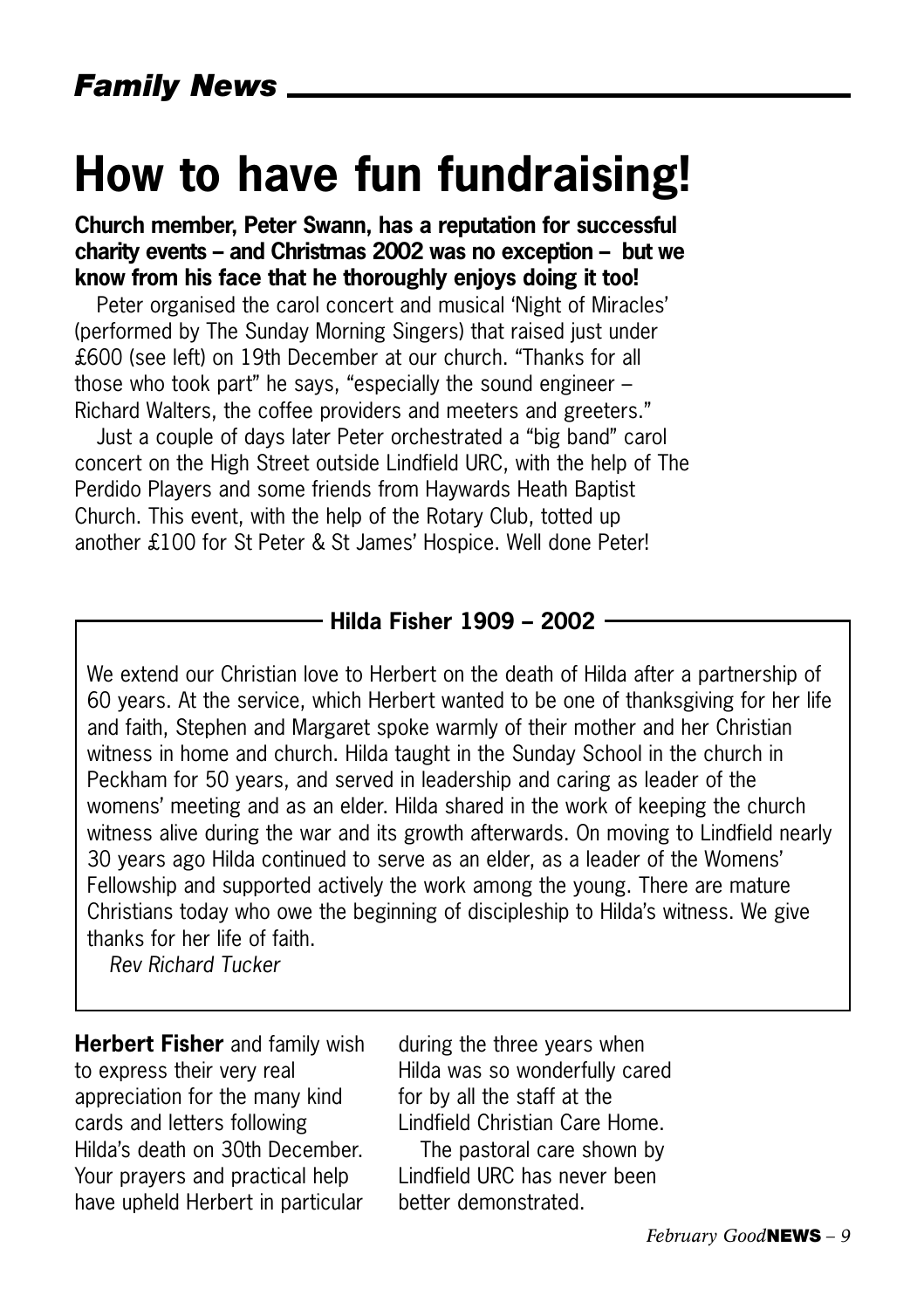## *Family News*

# How to have fun fundraising!

**Church member, Peter Swann, has a reputation for successful charity events – and Christmas 2002 was no exception – but we know from his face that he thoroughly enjoys doing it too!**

Peter organised the carol concert and musical 'Night of Miracles' (performed by The Sunday Morning Singers) that raised just under £600 (see left) on 19th December at our church. "Thanks for all those who took part" he says, "especially the sound engineer – Richard Walters, the coffee providers and meeters and greeters."

Just a couple of days later Peter orchestrated a "big band" carol concert on the High Street outside Lindfield URC, with the help of The Perdido Players and some friends from Haywards Heath Baptist Church. This event, with the help of the Rotary Club, totted up another £100 for St Peter & St James' Hospice. Well done Peter!

### Hilda Fisher 1909 – 2002

We extend our Christian love to Herbert on the death of Hilda after a partnership of 60 years. At the service, which Herbert wanted to be one of thanksgiving for her life and faith, Stephen and Margaret spoke warmly of their mother and her Christian witness in home and church. Hilda taught in the Sunday School in the church in Peckham for 50 years, and served in leadership and caring as leader of the womens' meeting and as an elder. Hilda shared in the work of keeping the church witness alive during the war and its growth afterwards. On moving to Lindfield nearly 30 years ago Hilda continued to serve as an elder, as a leader of the Womens' Fellowship and supported actively the work among the young. There are mature Christians today who owe the beginning of discipleship to Hilda's witness. We give thanks for her life of faith.

*Rev Richard Tucker*

**Herbert Fisher** and family wish to express their very real appreciation for the many kind cards and letters following Hilda's death on 30th December. Your prayers and practical help have upheld Herbert in particular during the three years when Hilda was so wonderfully cared for by all the staff at the Lindfield Christian Care Home.

The pastoral care shown by Lindfield URC has never been better demonstrated.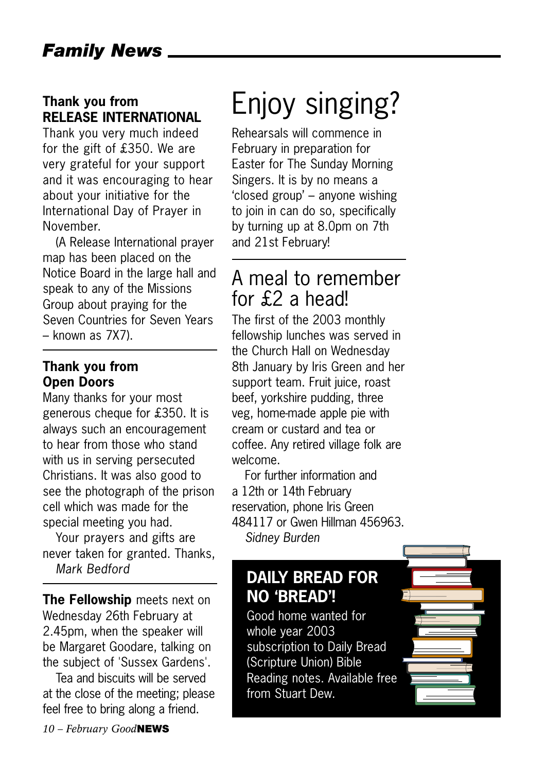## Family News

### Thank you from RELEASE INTERNATIONAL

Thank you very much indeed for the gift of £350. We are very grateful for your support and it was encouraging to hear about your initiative for the International Day of Prayer in November.

(A Release International prayer map has been placed on the Notice Board in the large hall and speak to any of the Missions Group about praying for the Seven Countries for Seven Years – known as 7X7).

### Thank you from Open Doors

Many thanks for your most generous cheque for £350. It is always such an encouragement to hear from those who stand with us in serving persecuted Christians. It was also good to see the photograph of the prison cell which was made for the special meeting you had.

Your prayers and gifts are never taken for granted. Thanks,

*Mark Bedford*

**The Fellowship** meets next on Wednesday 26th February at 2.45pm, when the speaker will be Margaret Goodare, talking on the subject of 'Sussex Gardens'.

Tea and biscuits will be served at the close of the meeting; please feel free to bring along a friend.

# Enjoy singing?

Rehearsals will commence in February in preparation for Easter for The Sunday Morning Singers. It is by no means a 'closed group' – anyone wishing to join in can do so, specifically by turning up at 8.0pm on 7th and 21st February!

## A meal to remember for £2 a head!

The first of the 2003 monthly fellowship lunches was served in the Church Hall on Wednesday 8th January by Iris Green and her support team. Fruit juice, roast beef, yorkshire pudding, three veg, home-made apple pie with cream or custard and tea or coffee. Any retired village folk are welcome.

For further information and a 12th or 14th February reservation, phone Iris Green 484117 or Gwen Hillman 456963.

*Sidney Burden*

### DAILY BREAD FOR NO 'BREAD'!

Good home wanted for whole year 2003 subscription to Daily Bread (Scripture Union) Bible Reading notes. Available free from Stuart Dew.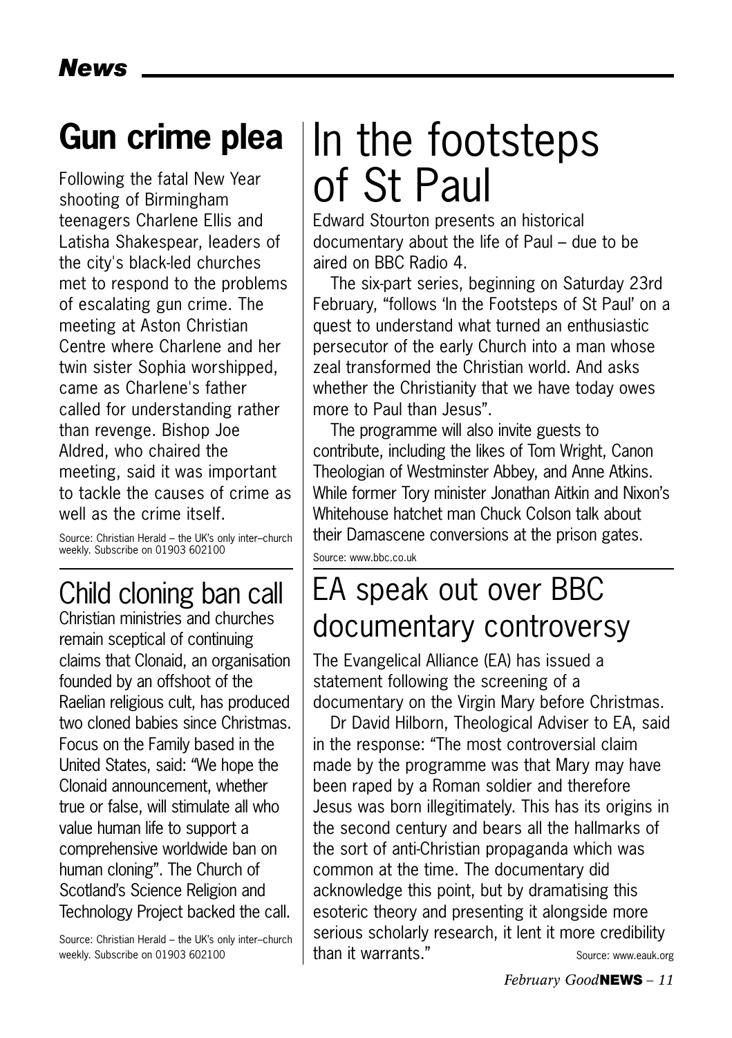## News

## Gun crime plea

Following the fatal New Year shooting of Birmingham teenagers Charlene Ellis and Latisha Shakespear, leaders of the city's black-led churches met to respond to the problems of escalating gun crime. The meeting at Aston Christian Centre where Charlene and her twin sister Sophia worshipped, came as Charlene's father called for understanding rather than revenge. Bishop Joe Aldred, who chaired the meeting, said it was important to tackle the causes of crime as well as the crime itself.

Source: Christian Herald – the UK's only inter–church weekly. Subscribe on 01903 602100

## Child cloning ban call

Christian ministries and churches remain sceptical of continuing claims that Clonaid, an organisation founded by an offshoot of the Raelian religious cult, has produced two cloned babies since Christmas. Focus on the Family based in the United States, said: "We hope the Clonaid announcement, whether true or false, will stimulate all who value human life to support a comprehensive worldwide ban on human cloning". The Church of Scotland's Science Religion and Technology Project backed the call.

Source: Christian Herald – the UK's only inter–church weekly. Subscribe on 01903 602100

# In the footsteps of St Paul

Edward Stourton presents an historical documentary about the life of Paul – due to be aired on BBC Radio 4.

The six-part series, beginning on Saturday 23rd February, "follows 'In the Footsteps of St Paul' on a quest to understand what turned an enthusiastic persecutor of the early Church into a man whose zeal transformed the Christian world. And asks whether the Christianity that we have today owes more to Paul than Jesus".

The programme will also invite guests to contribute, including the likes of Tom Wright, Canon Theologian of Westminster Abbey, and Anne Atkins. While former Tory minister Jonathan Aitkin and Nixon's Whitehouse hatchet man Chuck Colson talk about their Damascene conversions at the prison gates.

Source: www.bbc.co.uk

## EA speak out over BBC documentary controversy

The Evangelical Alliance (EA) has issued a statement following the screening of a documentary on the Virgin Mary before Christmas.

Dr David Hilborn, Theological Adviser to EA, said in the response: "The most controversial claim made by the programme was that Mary may have been raped by a Roman soldier and therefore Jesus was born illegitimately. This has its origins in the second century and bears all the hallmarks of the sort of anti-Christian propaganda which was common at the time. The documentary did acknowledge this point, but by dramatising this esoteric theory and presenting it alongside more serious scholarly research, it lent it more credibility than it warrants."

Source: www.eauk.org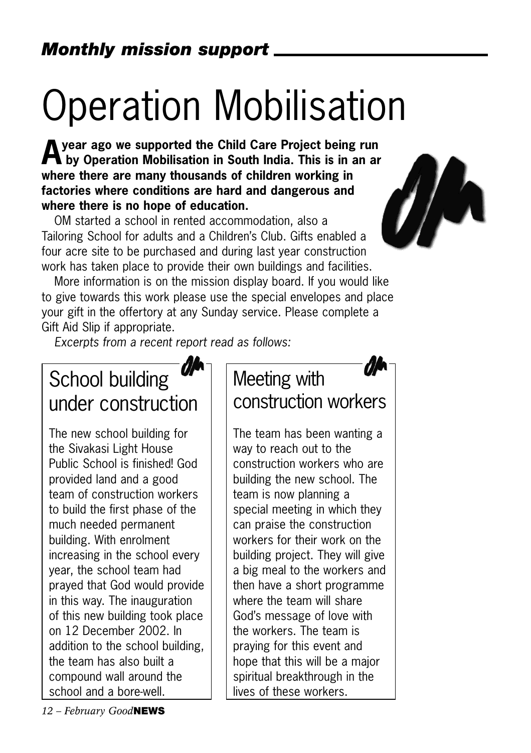## *Monthly mission support*

# Operation Mobilisation

**A year ago we supported the Child Care Project being run by Operation Mobilisation in South India. This is in an ar where there are many thousands of children working in factories where conditions are hard and dangerous and where there is no hope of education.**

OM started a school in rented accommodation, also a Tailoring School for adults and a Children's Club. Gifts enabled a four acre site to be purchased and during last year construction work has taken place to provide their own buildings and facilities.

More information is on the mission display board. If you would like to give towards this work please use the special envelopes and place your gift in the offertory at any Sunday service. Please complete a Gift Aid Slip if appropriate.

*Excerpts from a recent report read as follows:*

## School building under construction

The new school building for the Sivakasi Light House Public School is finished! God provided land and a good team of construction workers to build the first phase of the much needed permanent building. With enrolment increasing in the school every year, the school team had prayed that God would provide in this way. The inauguration of this new building took place on 12 December 2002. In addition to the school building, the team has also built a compound wall around the school and a bore-well.

## Meeting with construction workers

The team has been wanting a way to reach out to the construction workers who are building the new school. The team is now planning a special meeting in which they can praise the construction workers for their work on the building project. They will give a big meal to the workers and then have a short programme where the team will share God's message of love with the workers. The team is praying for this event and hope that this will be a major spiritual breakthrough in the lives of these workers.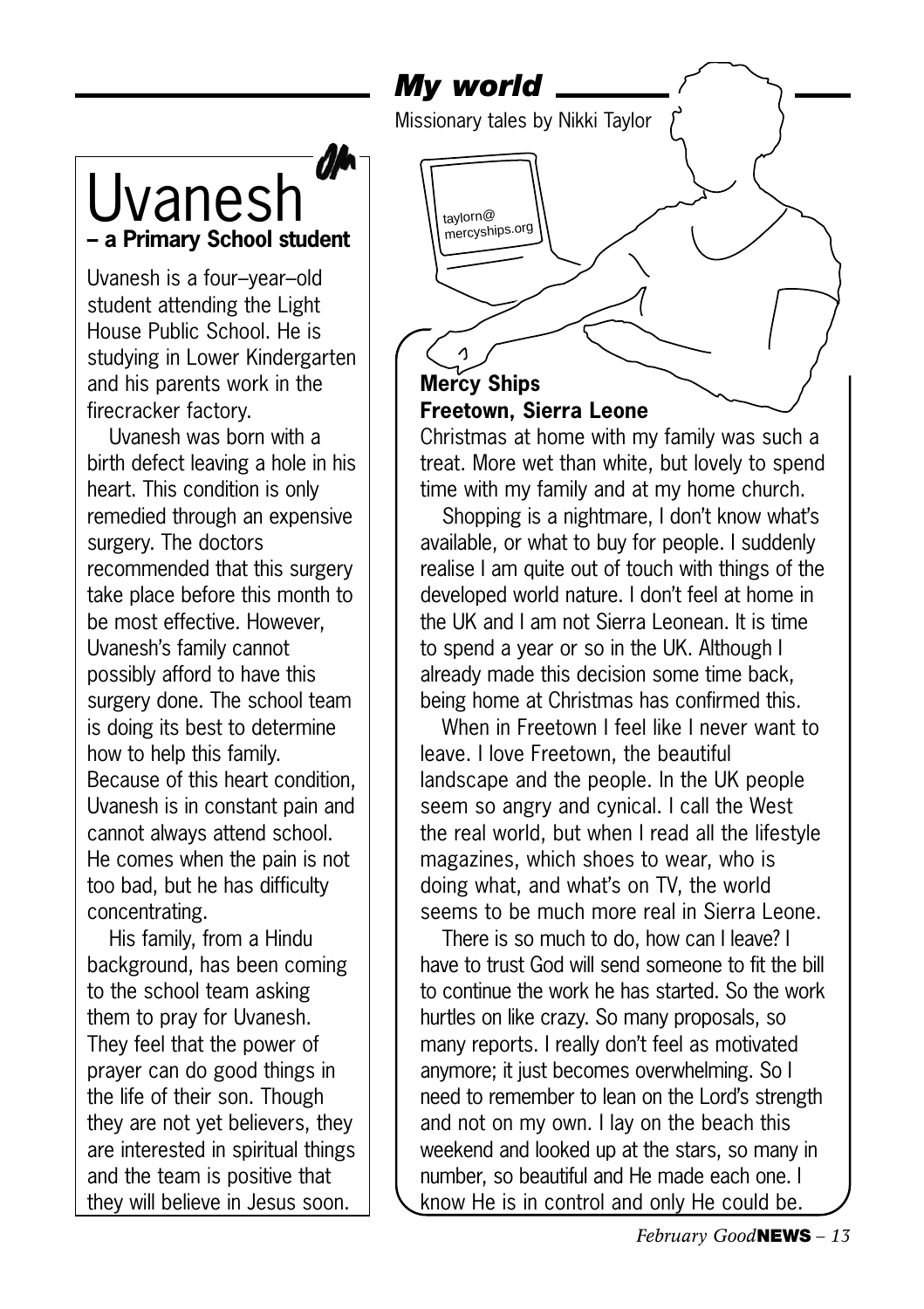## Uvanesh

**– a Primary School student**

Uvanesh is a four–year–old student attending the Light House Public School. He is studying in Lower Kindergarten and his parents work in the firecracker factory.

Uvanesh was born with a birth defect leaving a hole in his heart. This condition is only remedied through an expensive surgery. The doctors recommended that this surgery take place before this month to be most effective. However, Uvanesh's family cannot possibly afford to have this surgery done. The school team is doing its best to determine how to help this family. Because of this heart condition, Uvanesh is in constant pain and cannot always attend school. He comes when the pain is not too bad, but he has difficulty concentrating.

His family, from a Hindu background, has been coming to the school team asking them to pray for Uvanesh. They feel that the power of prayer can do good things in the life of their son. Though they are not yet believers, they are interested in spiritual things and the team is positive that they will believe in Jesus soon.

## *My world*

Missionary tales by Nikki Taylor

taylorn@mercyships.org

**Mercy Ships**
**Freetown, Sierra Leone**

Christmas at home with my family was such a treat. More wet than white, but lovely to spend time with my family and at my home church.

Shopping is a nightmare, I don't know what's available, or what to buy for people. I suddenly realise I am quite out of touch with things of the developed world nature. I don't feel at home in the UK and I am not Sierra Leonean. It is time to spend a year or so in the UK. Although I already made this decision some time back, being home at Christmas has confirmed this.

When in Freetown I feel like I never want to leave. I love Freetown, the beautiful landscape and the people. In the UK people seem so angry and cynical. I call the West the real world, but when I read all the lifestyle magazines, which shoes to wear, who is doing what, and what's on TV, the world seems to be much more real in Sierra Leone.

There is so much to do, how can I leave? I have to trust God will send someone to fit the bill to continue the work he has started. So the work hurtles on like crazy. So many proposals, so many reports. I really don't feel as motivated anymore; it just becomes overwhelming. So I need to remember to lean on the Lord's strength and not on my own. I lay on the beach this weekend and looked up at the stars, so many in number, so beautiful and He made each one. I know He is in control and only He could be.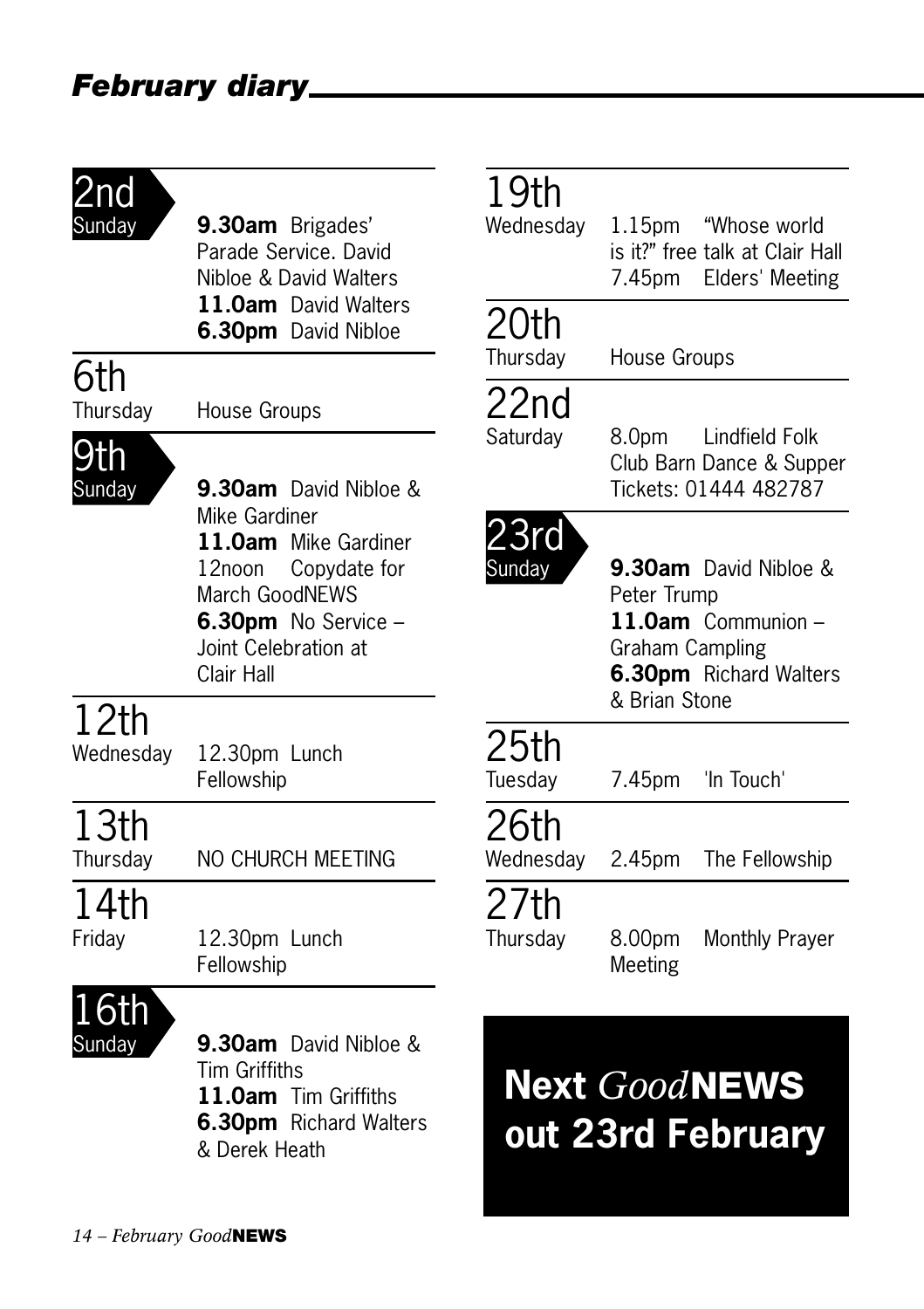## February diary

**2nd Sunday**

**9.30am** Brigades' Parade Service. David Nibloe & David Walters
**11.0am** David Walters
**6.30pm** David Nibloe

**6th Thursday**

House Groups

**9th Sunday**

**9.30am** David Nibloe & Mike Gardiner
**11.0am** Mike Gardiner
12noon Copydate for March GoodNEWS
**6.30pm** No Service – Joint Celebration at Clair Hall

**12th Wednesday**

12.30pm Lunch Fellowship

**13th Thursday**

NO CHURCH MEETING

**14th Friday**

12.30pm Lunch Fellowship

**16th Sunday**

**9.30am** David Nibloe & Tim Griffiths
**11.0am** Tim Griffiths
**6.30pm** Richard Walters & Derek Heath

**19th Wednesday**

1.15pm "Whose world is it?" free talk at Clair Hall
7.45pm Elders' Meeting

**20th Thursday**

House Groups

**22nd Saturday**

8.0pm Lindfield Folk Club Barn Dance & Supper Tickets: 01444 482787

**23rd Sunday**

**9.30am** David Nibloe & Peter Trump
**11.0am** Communion – Graham Campling
**6.30pm** Richard Walters & Brian Stone

**25th Tuesday**

7.45pm 'In Touch'

**26th Wednesday**

2.45pm The Fellowship

**27th Thursday**

8.00pm Monthly Prayer Meeting

**Next *Good*NEWS out 23rd February**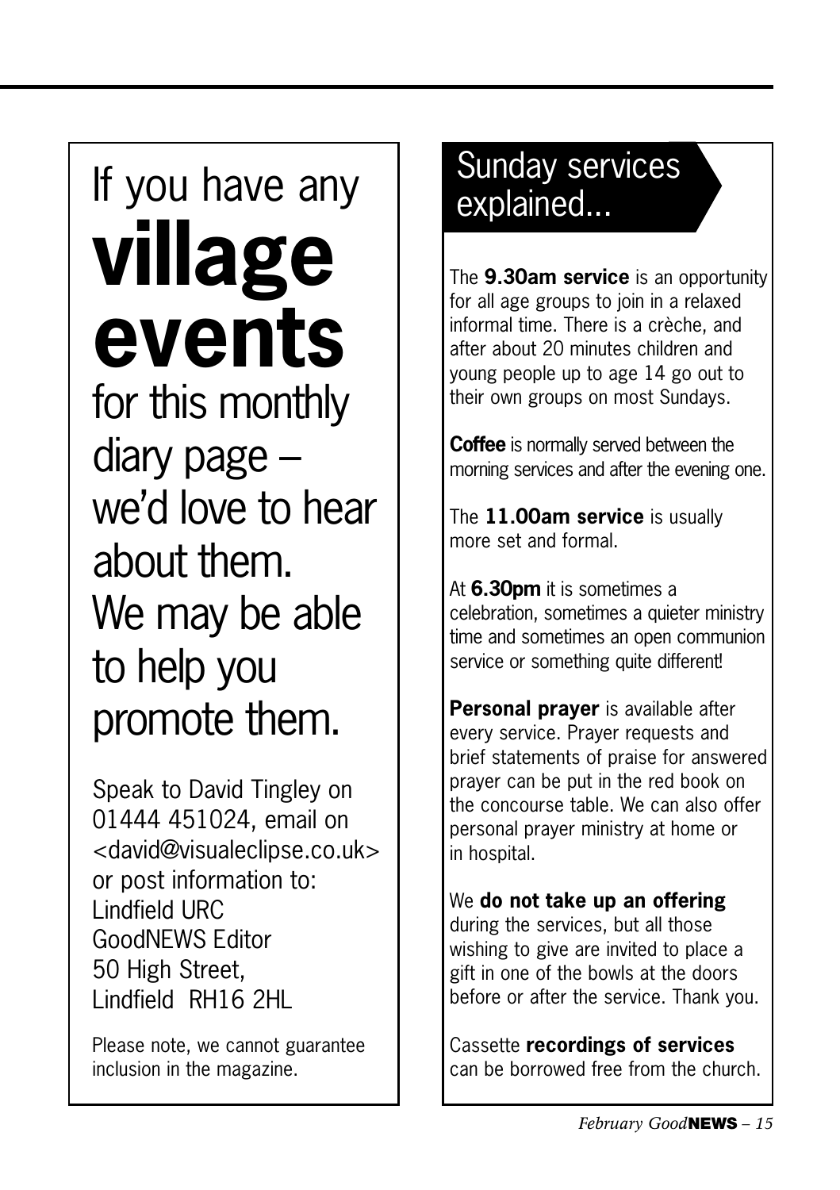If you have any **village events** for this monthly diary page – we'd love to hear about them. We may be able to help you promote them.

Speak to David Tingley on 01444 451024, email on <david@visualeclipse.co.uk> or post information to:
Lindfield URC
GoodNEWS Editor
50 High Street,
Lindfield RH16 2HL

Please note, we cannot guarantee inclusion in the magazine.

## Sunday services explained...

The **9.30am service** is an opportunity for all age groups to join in a relaxed informal time. There is a crèche, and after about 20 minutes children and young people up to age 14 go out to their own groups on most Sundays.

**Coffee** is normally served between the morning services and after the evening one.

The **11.00am service** is usually more set and formal.

At **6.30pm** it is sometimes a celebration, sometimes a quieter ministry time and sometimes an open communion service or something quite different!

**Personal prayer** is available after every service. Prayer requests and brief statements of praise for answered prayer can be put in the red book on the concourse table. We can also offer personal prayer ministry at home or in hospital.

We **do not take up an offering** during the services, but all those wishing to give are invited to place a gift in one of the bowls at the doors before or after the service. Thank you.

Cassette **recordings of services** can be borrowed free from the church.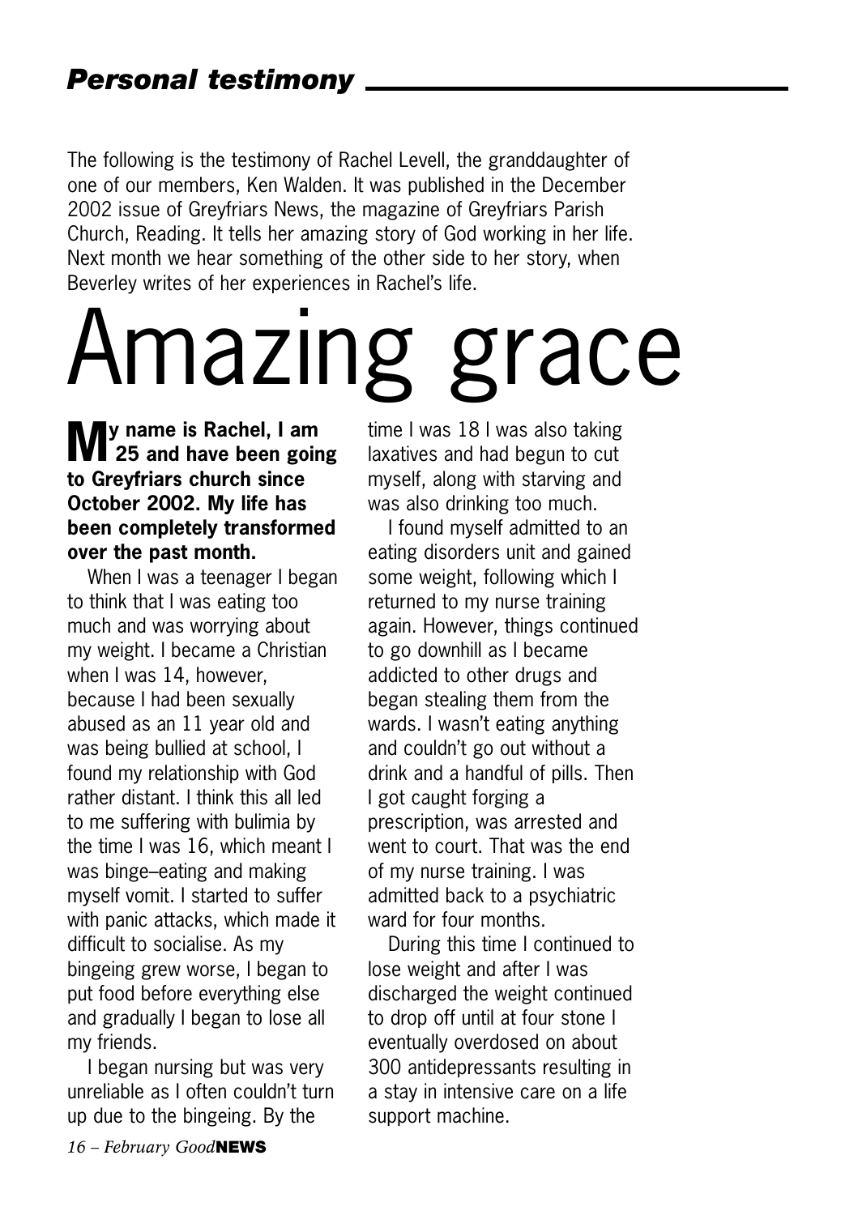## *Personal testimony*

The following is the testimony of Rachel Levell, the granddaughter of one of our members, Ken Walden. It was published in the December 2002 issue of Greyfriars News, the magazine of Greyfriars Parish Church, Reading. It tells her amazing story of God working in her life. Next month we hear something of the other side to her story, when Beverley writes of her experiences in Rachel's life.

# Amazing grace

**My name is Rachel, I am 25 and have been going to Greyfriars church since October 2002. My life has been completely transformed over the past month.**

When I was a teenager I began to think that I was eating too much and was worrying about my weight. I became a Christian when I was 14, however, because I had been sexually abused as an 11 year old and was being bullied at school, I found my relationship with God rather distant. I think this all led to me suffering with bulimia by the time I was 16, which meant I was binge–eating and making myself vomit. I started to suffer with panic attacks, which made it difficult to socialise. As my bingeing grew worse, I began to put food before everything else and gradually I began to lose all my friends.

I began nursing but was very unreliable as I often couldn't turn up due to the bingeing. By the time I was 18 I was also taking laxatives and had begun to cut myself, along with starving and was also drinking too much.

I found myself admitted to an eating disorders unit and gained some weight, following which I returned to my nurse training again. However, things continued to go downhill as I became addicted to other drugs and began stealing them from the wards. I wasn't eating anything and couldn't go out without a drink and a handful of pills. Then I got caught forging a prescription, was arrested and went to court. That was the end of my nurse training. I was admitted back to a psychiatric ward for four months.

During this time I continued to lose weight and after I was discharged the weight continued to drop off until at four stone I eventually overdosed on about 300 antidepressants resulting in a stay in intensive care on a life support machine.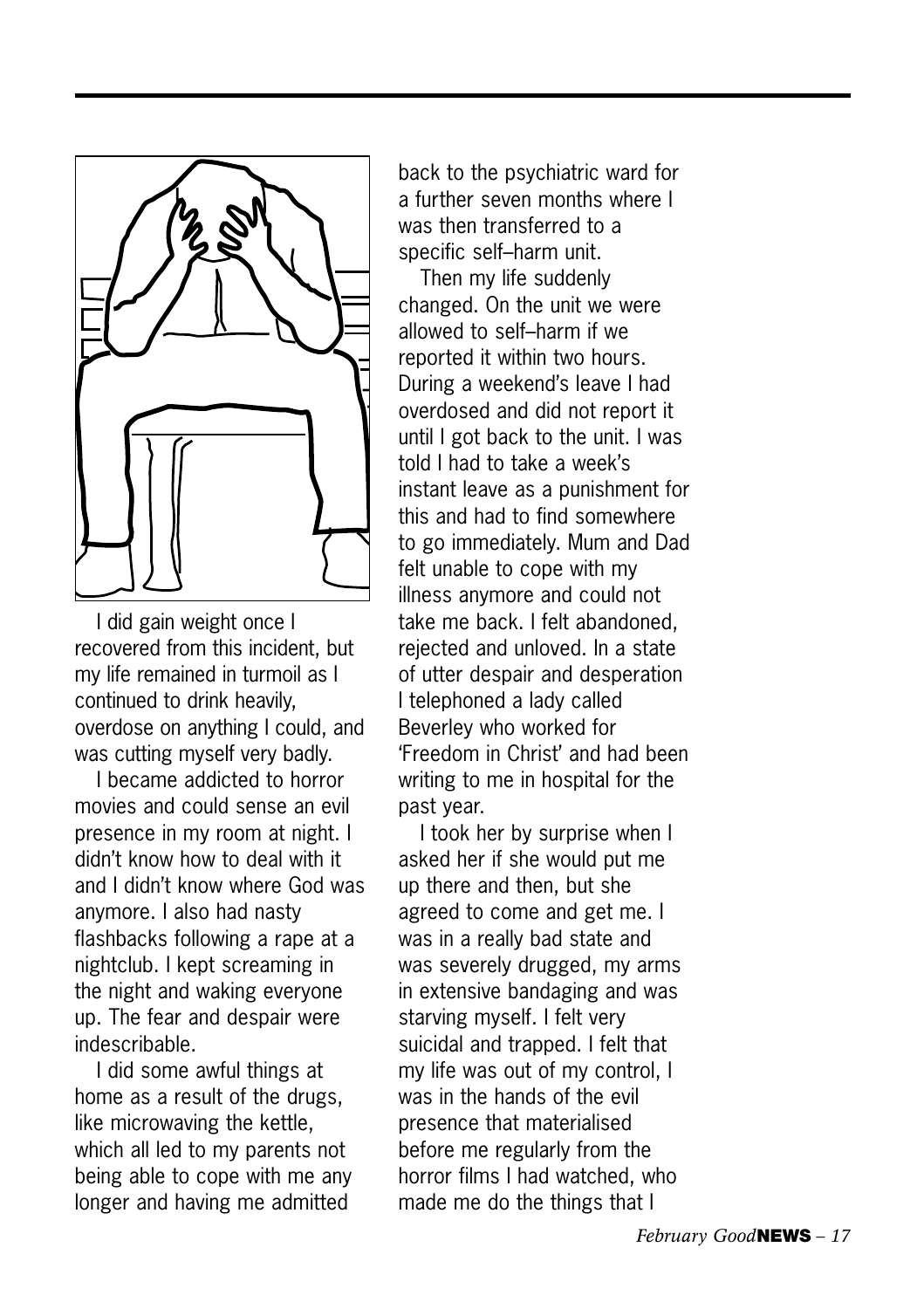I did gain weight once I recovered from this incident, but my life remained in turmoil as I continued to drink heavily, overdose on anything I could, and was cutting myself very badly.

I became addicted to horror movies and could sense an evil presence in my room at night. I didn't know how to deal with it and I didn't know where God was anymore. I also had nasty flashbacks following a rape at a nightclub. I kept screaming in the night and waking everyone up. The fear and despair were indescribable.

I did some awful things at home as a result of the drugs, like microwaving the kettle, which all led to my parents not being able to cope with me any longer and having me admitted back to the psychiatric ward for a further seven months where I was then transferred to a specific self–harm unit.

Then my life suddenly changed. On the unit we were allowed to self–harm if we reported it within two hours. During a weekend's leave I had overdosed and did not report it until I got back to the unit. I was told I had to take a week's instant leave as a punishment for this and had to find somewhere to go immediately. Mum and Dad felt unable to cope with my illness anymore and could not take me back. I felt abandoned, rejected and unloved. In a state of utter despair and desperation I telephoned a lady called Beverley who worked for 'Freedom in Christ' and had been writing to me in hospital for the past year.

I took her by surprise when I asked her if she would put me up there and then, but she agreed to come and get me. I was in a really bad state and was severely drugged, my arms in extensive bandaging and was starving myself. I felt very suicidal and trapped. I felt that my life was out of my control, I was in the hands of the evil presence that materialised before me regularly from the horror films I had watched, who made me do the things that I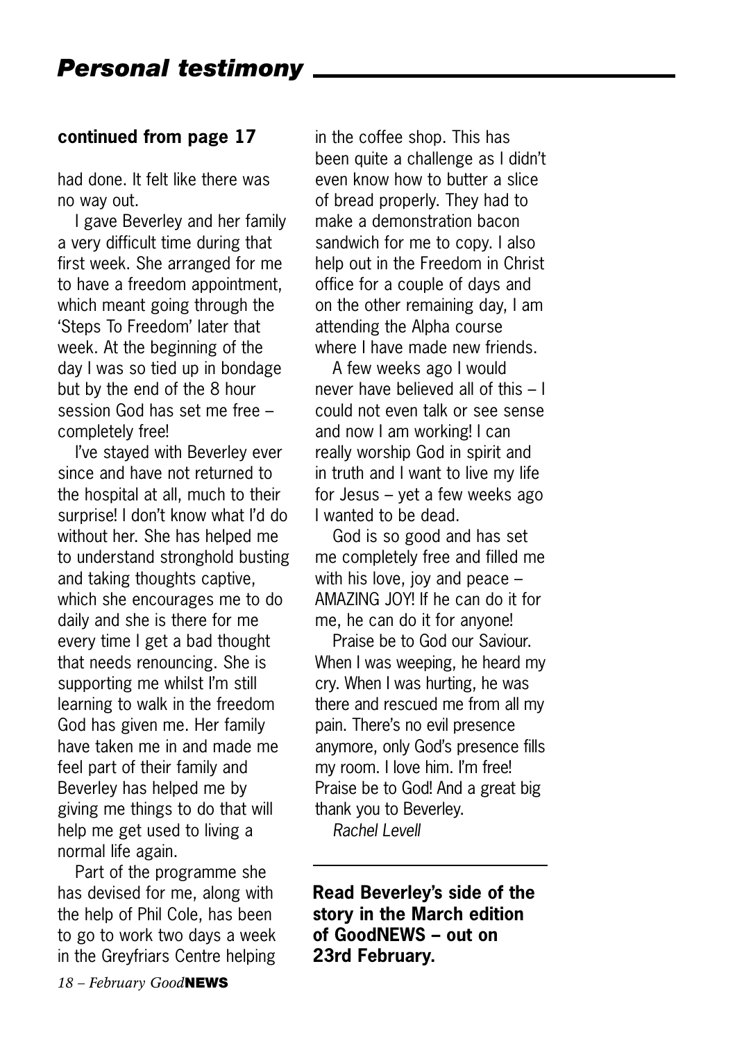## *Personal testimony*

**continued from page 17**

had done. It felt like there was no way out.

I gave Beverley and her family a very difficult time during that first week. She arranged for me to have a freedom appointment, which meant going through the 'Steps To Freedom' later that week. At the beginning of the day I was so tied up in bondage but by the end of the 8 hour session God has set me free – completely free!

I've stayed with Beverley ever since and have not returned to the hospital at all, much to their surprise! I don't know what I'd do without her. She has helped me to understand stronghold busting and taking thoughts captive, which she encourages me to do daily and she is there for me every time I get a bad thought that needs renouncing. She is supporting me whilst I'm still learning to walk in the freedom God has given me. Her family have taken me in and made me feel part of their family and Beverley has helped me by giving me things to do that will help me get used to living a normal life again.

Part of the programme she has devised for me, along with the help of Phil Cole, has been to go to work two days a week in the Greyfriars Centre helping in the coffee shop. This has been quite a challenge as I didn't even know how to butter a slice of bread properly. They had to make a demonstration bacon sandwich for me to copy. I also help out in the Freedom in Christ office for a couple of days and on the other remaining day, I am attending the Alpha course where I have made new friends.

A few weeks ago I would never have believed all of this – I could not even talk or see sense and now I am working! I can really worship God in spirit and in truth and I want to live my life for Jesus – yet a few weeks ago I wanted to be dead.

God is so good and has set me completely free and filled me with his love, joy and peace – AMAZING JOY! If he can do it for me, he can do it for anyone!

Praise be to God our Saviour. When I was weeping, he heard my cry. When I was hurting, he was there and rescued me from all my pain. There's no evil presence anymore, only God's presence fills my room. I love him. I'm free! Praise be to God! And a great big thank you to Beverley.

*Rachel Levell*

---

**Read Beverley's side of the story in the March edition of GoodNEWS – out on 23rd February.**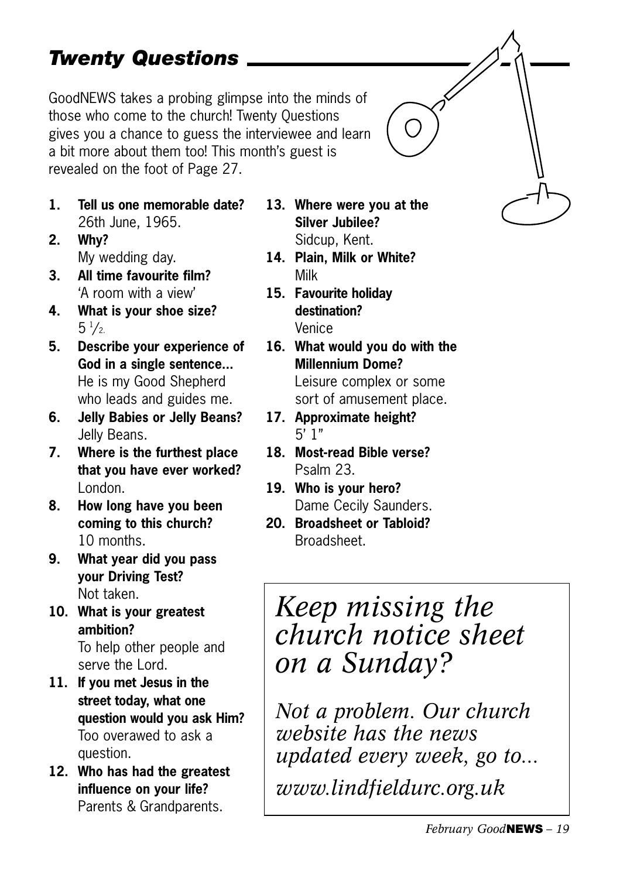## *Twenty Questions*

GoodNEWS takes a probing glimpse into the minds of those who come to the church! Twenty Questions gives you a chance to guess the interviewee and learn a bit more about them too! This month's guest is revealed on the foot of Page 27.

1. **Tell us one memorable date?**
   26th June, 1965.
2. **Why?**
   My wedding day.
3. **All time favourite film?**
   'A room with a view'
4. **What is your shoe size?**
   5 ½.
5. **Describe your experience of God in a single sentence...**
   He is my Good Shepherd who leads and guides me.
6. **Jelly Babies or Jelly Beans?**
   Jelly Beans.
7. **Where is the furthest place that you have ever worked?**
   London.
8. **How long have you been coming to this church?**
   10 months.
9. **What year did you pass your Driving Test?**
   Not taken.
10. **What is your greatest ambition?**
    To help other people and serve the Lord.
11. **If you met Jesus in the street today, what one question would you ask Him?**
    Too overawed to ask a question.
12. **Who has had the greatest influence on your life?**
    Parents & Grandparents.
13. **Where were you at the Silver Jubilee?**
    Sidcup, Kent.
14. **Plain, Milk or White?**
    Milk
15. **Favourite holiday destination?**
    Venice
16. **What would you do with the Millennium Dome?**
    Leisure complex or some sort of amusement place.
17. **Approximate height?**
    5' 1"
18. **Most-read Bible verse?**
    Psalm 23.
19. **Who is your hero?**
    Dame Cecily Saunders.
20. **Broadsheet or Tabloid?**
    Broadsheet.

*Keep missing the church notice sheet on a Sunday?*

*Not a problem. Our church website has the news updated every week, go to...*

*www.lindfieldurc.org.uk*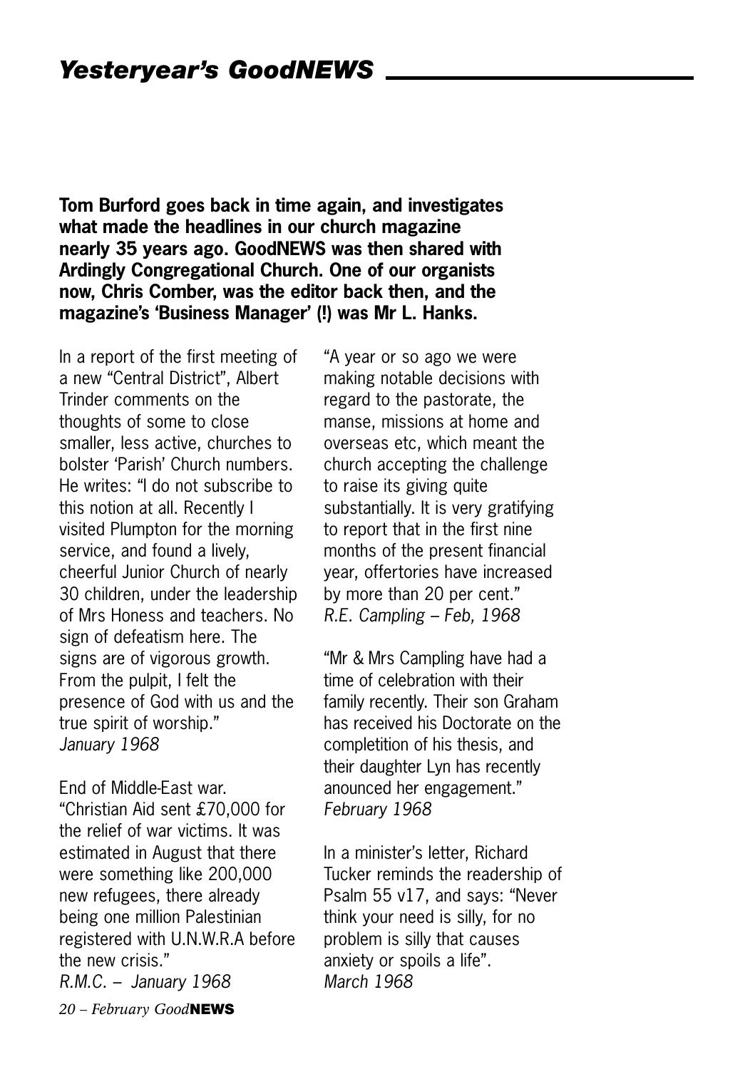## *Yesteryear's GoodNEWS*

**Tom Burford goes back in time again, and investigates what made the headlines in our church magazine nearly 35 years ago. GoodNEWS was then shared with Ardingly Congregational Church. One of our organists now, Chris Comber, was the editor back then, and the magazine's 'Business Manager' (!) was Mr L. Hanks.**

In a report of the first meeting of a new "Central District", Albert Trinder comments on the thoughts of some to close smaller, less active, churches to bolster 'Parish' Church numbers. He writes: "I do not subscribe to this notion at all. Recently I visited Plumpton for the morning service, and found a lively, cheerful Junior Church of nearly 30 children, under the leadership of Mrs Honess and teachers. No sign of defeatism here. The signs are of vigorous growth. From the pulpit, I felt the presence of God with us and the true spirit of worship."
*January 1968*

End of Middle-East war. "Christian Aid sent £70,000 for the relief of war victims. It was estimated in August that there were something like 200,000 new refugees, there already being one million Palestinian registered with U.N.W.R.A before the new crisis."
*R.M.C. – January 1968*

"A year or so ago we were making notable decisions with regard to the pastorate, the manse, missions at home and overseas etc, which meant the church accepting the challenge to raise its giving quite substantially. It is very gratifying to report that in the first nine months of the present financial year, offertories have increased by more than 20 per cent."
*R.E. Campling – Feb, 1968*

"Mr & Mrs Campling have had a time of celebration with their family recently. Their son Graham has received his Doctorate on the completition of his thesis, and their daughter Lyn has recently anounced her engagement."
*February 1968*

In a minister's letter, Richard Tucker reminds the readership of Psalm 55 v17, and says: "Never think your need is silly, for no problem is silly that causes anxiety or spoils a life".
*March 1968*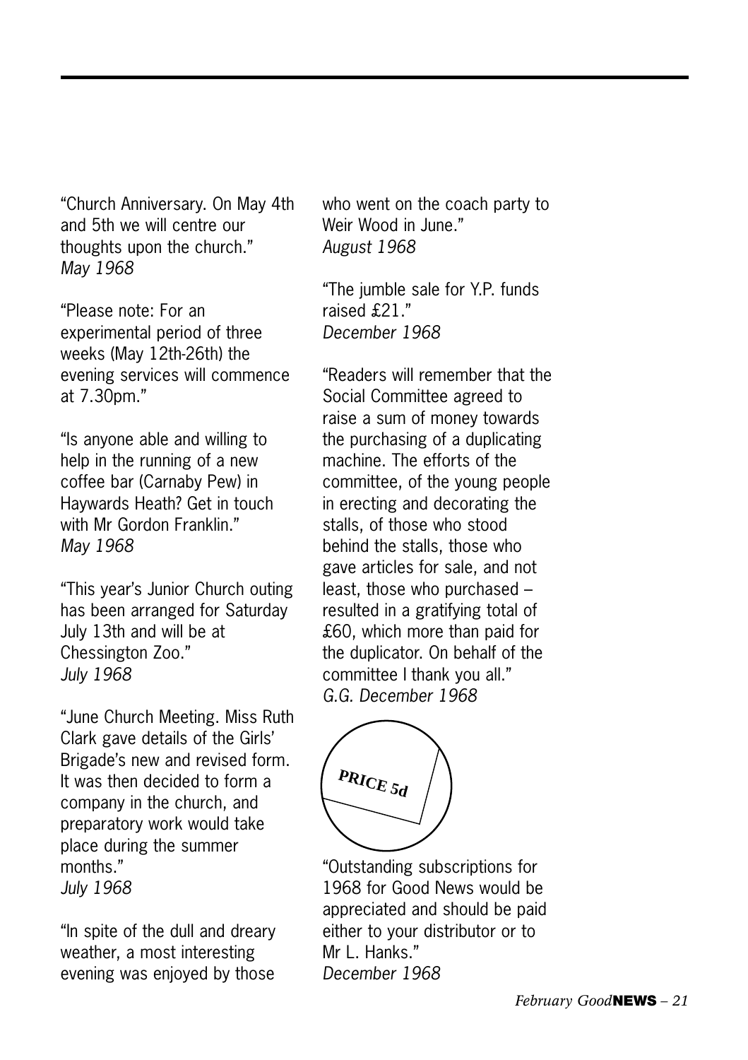"Church Anniversary. On May 4th and 5th we will centre our thoughts upon the church."
*May 1968*

"Please note: For an experimental period of three weeks (May 12th-26th) the evening services will commence at 7.30pm."

"Is anyone able and willing to help in the running of a new coffee bar (Carnaby Pew) in Haywards Heath? Get in touch with Mr Gordon Franklin."
*May 1968*

"This year's Junior Church outing has been arranged for Saturday July 13th and will be at Chessington Zoo."
*July 1968*

"June Church Meeting. Miss Ruth Clark gave details of the Girls' Brigade's new and revised form. It was then decided to form a company in the church, and preparatory work would take place during the summer months."
*July 1968*

"In spite of the dull and dreary weather, a most interesting evening was enjoyed by those who went on the coach party to Weir Wood in June."
*August 1968*

"The jumble sale for Y.P. funds raised £21."
*December 1968*

"Readers will remember that the Social Committee agreed to raise a sum of money towards the purchasing of a duplicating machine. The efforts of the committee, of the young people in erecting and decorating the stalls, of those who stood behind the stalls, those who gave articles for sale, and not least, those who purchased – resulted in a gratifying total of £60, which more than paid for the duplicator. On behalf of the committee I thank you all."
*G.G. December 1968*

**PRICE 5d**

"Outstanding subscriptions for 1968 for Good News would be appreciated and should be paid either to your distributor or to Mr L. Hanks."
*December 1968*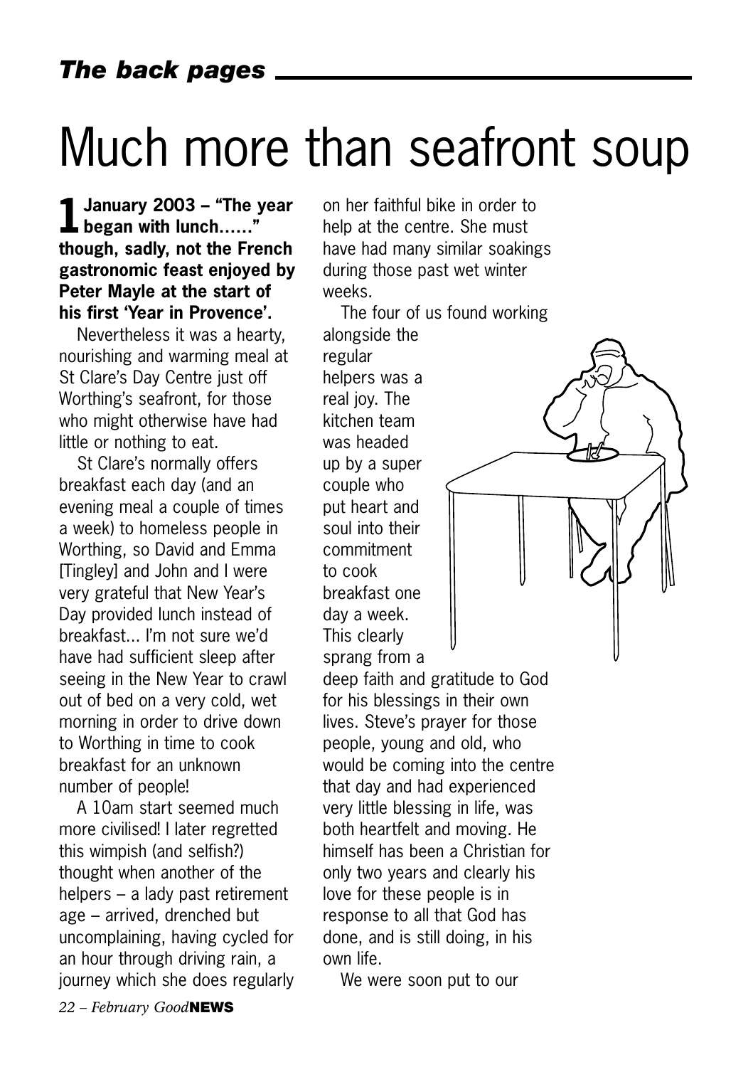# Much more than seafront soup

**1 January 2003 – "The year began with lunch……" though, sadly, not the French gastronomic feast enjoyed by Peter Mayle at the start of his first 'Year in Provence'.**

Nevertheless it was a hearty, nourishing and warming meal at St Clare's Day Centre just off Worthing's seafront, for those who might otherwise have had little or nothing to eat.

St Clare's normally offers breakfast each day (and an evening meal a couple of times a week) to homeless people in Worthing, so David and Emma [Tingley] and John and I were very grateful that New Year's Day provided lunch instead of breakfast... I'm not sure we'd have had sufficient sleep after seeing in the New Year to crawl out of bed on a very cold, wet morning in order to drive down to Worthing in time to cook breakfast for an unknown number of people!

A 10am start seemed much more civilised! I later regretted this wimpish (and selfish?) thought when another of the helpers – a lady past retirement age – arrived, drenched but uncomplaining, having cycled for an hour through driving rain, a journey which she does regularly on her faithful bike in order to help at the centre. She must have had many similar soakings during those past wet winter weeks.

The four of us found working alongside the regular helpers was a real joy. The kitchen team was headed up by a super couple who put heart and soul into their commitment to cook breakfast one day a week. This clearly sprang from a deep faith and gratitude to God for his blessings in their own lives. Steve's prayer for those people, young and old, who would be coming into the centre that day and had experienced very little blessing in life, was both heartfelt and moving. He himself has been a Christian for only two years and clearly his love for these people is in response to all that God has done, and is still doing, in his own life.

We were soon put to our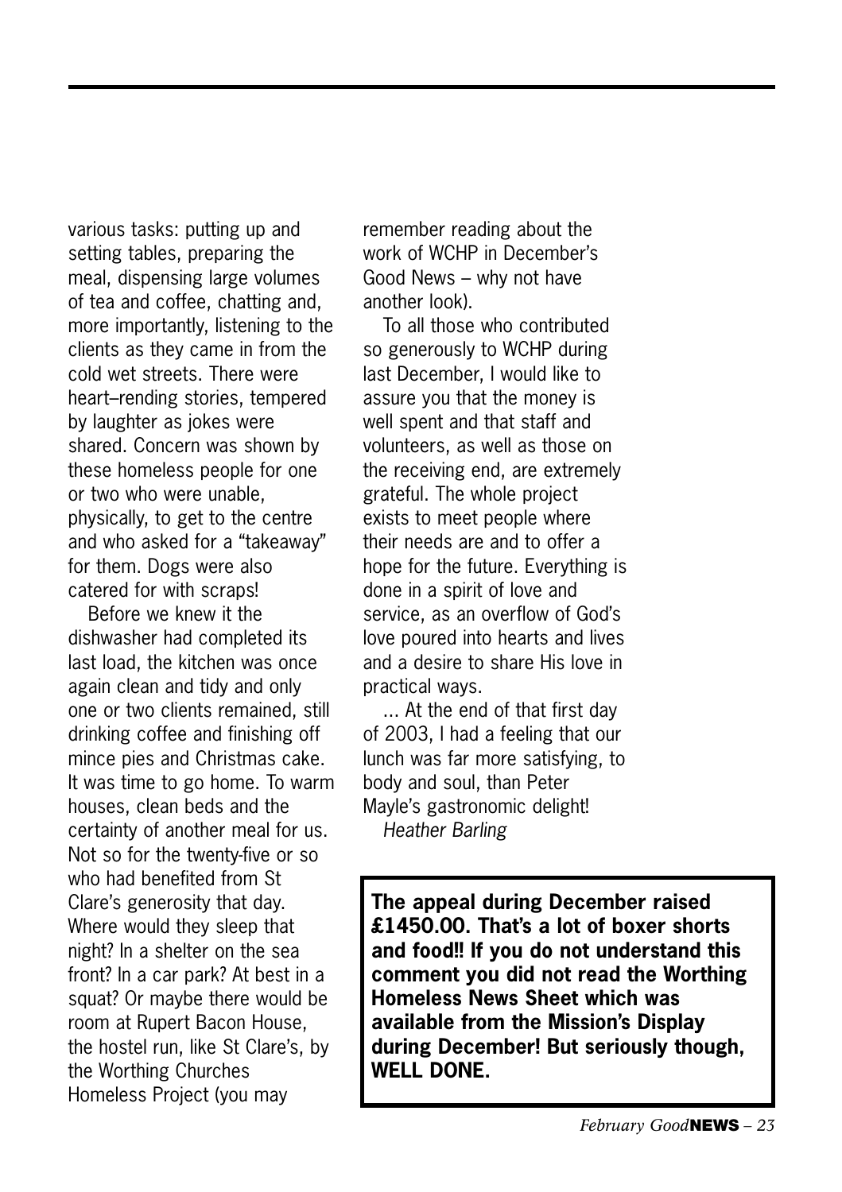various tasks: putting up and setting tables, preparing the meal, dispensing large volumes of tea and coffee, chatting and, more importantly, listening to the clients as they came in from the cold wet streets. There were heart–rending stories, tempered by laughter as jokes were shared. Concern was shown by these homeless people for one or two who were unable, physically, to get to the centre and who asked for a "takeaway" for them. Dogs were also catered for with scraps!

Before we knew it the dishwasher had completed its last load, the kitchen was once again clean and tidy and only one or two clients remained, still drinking coffee and finishing off mince pies and Christmas cake. It was time to go home. To warm houses, clean beds and the certainty of another meal for us. Not so for the twenty-five or so who had benefited from St Clare's generosity that day. Where would they sleep that night? In a shelter on the sea front? In a car park? At best in a squat? Or maybe there would be room at Rupert Bacon House, the hostel run, like St Clare's, by the Worthing Churches Homeless Project (you may remember reading about the work of WCHP in December's Good News – why not have another look).

To all those who contributed so generously to WCHP during last December, I would like to assure you that the money is well spent and that staff and volunteers, as well as those on the receiving end, are extremely grateful. The whole project exists to meet people where their needs are and to offer a hope for the future. Everything is done in a spirit of love and service, as an overflow of God's love poured into hearts and lives and a desire to share His love in practical ways.

... At the end of that first day of 2003, I had a feeling that our lunch was far more satisfying, to body and soul, than Peter Mayle's gastronomic delight!

*Heather Barling*

**The appeal during December raised £1450.00. That's a lot of boxer shorts and food!! If you do not understand this comment you did not read the Worthing Homeless News Sheet which was available from the Mission's Display during December! But seriously though, WELL DONE.**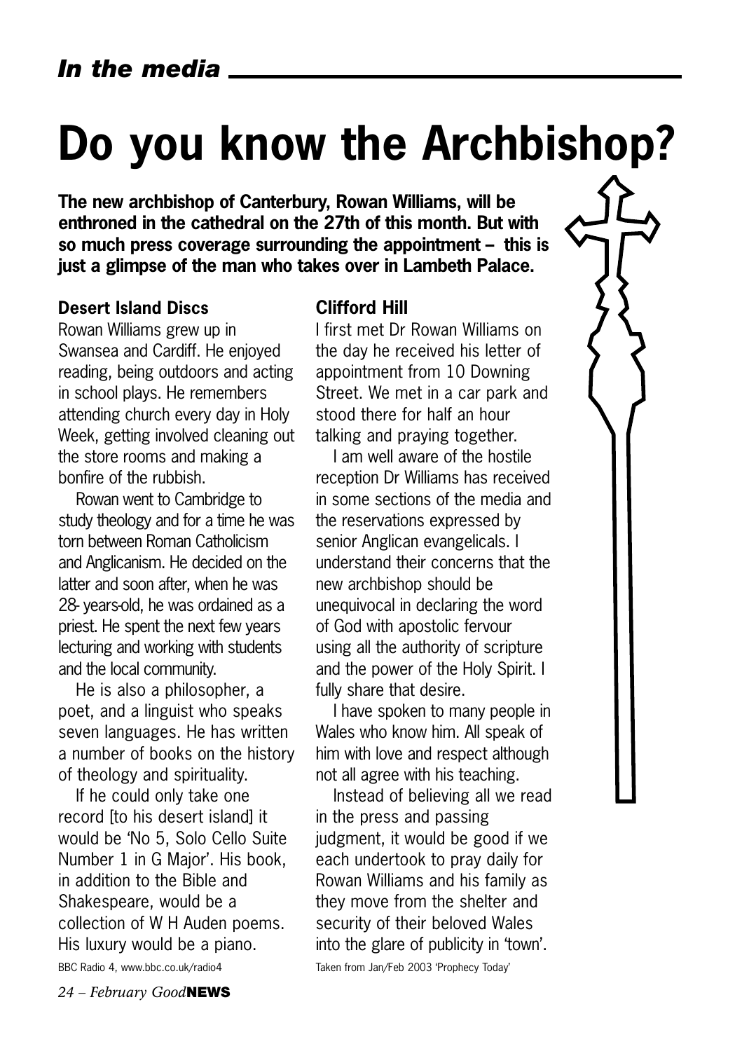*In the media*

# Do you know the Archbishop?

**The new archbishop of Canterbury, Rowan Williams, will be enthroned in the cathedral on the 27th of this month. But with so much press coverage surrounding the appointment – this is just a glimpse of the man who takes over in Lambeth Palace.**

### Desert Island Discs

Rowan Williams grew up in Swansea and Cardiff. He enjoyed reading, being outdoors and acting in school plays. He remembers attending church every day in Holy Week, getting involved cleaning out the store rooms and making a bonfire of the rubbish.

Rowan went to Cambridge to study theology and for a time he was torn between Roman Catholicism and Anglicanism. He decided on the latter and soon after, when he was 28- years-old, he was ordained as a priest. He spent the next few years lecturing and working with students and the local community.

He is also a philosopher, a poet, and a linguist who speaks seven languages. He has written a number of books on the history of theology and spirituality.

If he could only take one record [to his desert island] it would be 'No 5, Solo Cello Suite Number 1 in G Major'. His book, in addition to the Bible and Shakespeare, would be a collection of W H Auden poems. His luxury would be a piano.

BBC Radio 4, www.bbc.co.uk/radio4

### Clifford Hill

I first met Dr Rowan Williams on the day he received his letter of appointment from 10 Downing Street. We met in a car park and stood there for half an hour talking and praying together.

I am well aware of the hostile reception Dr Williams has received in some sections of the media and the reservations expressed by senior Anglican evangelicals. I understand their concerns that the new archbishop should be unequivocal in declaring the word of God with apostolic fervour using all the authority of scripture and the power of the Holy Spirit. I fully share that desire.

I have spoken to many people in Wales who know him. All speak of him with love and respect although not all agree with his teaching.

Instead of believing all we read in the press and passing judgment, it would be good if we each undertook to pray daily for Rowan Williams and his family as they move from the shelter and security of their beloved Wales into the glare of publicity in 'town'.

Taken from Jan/Feb 2003 'Prophecy Today'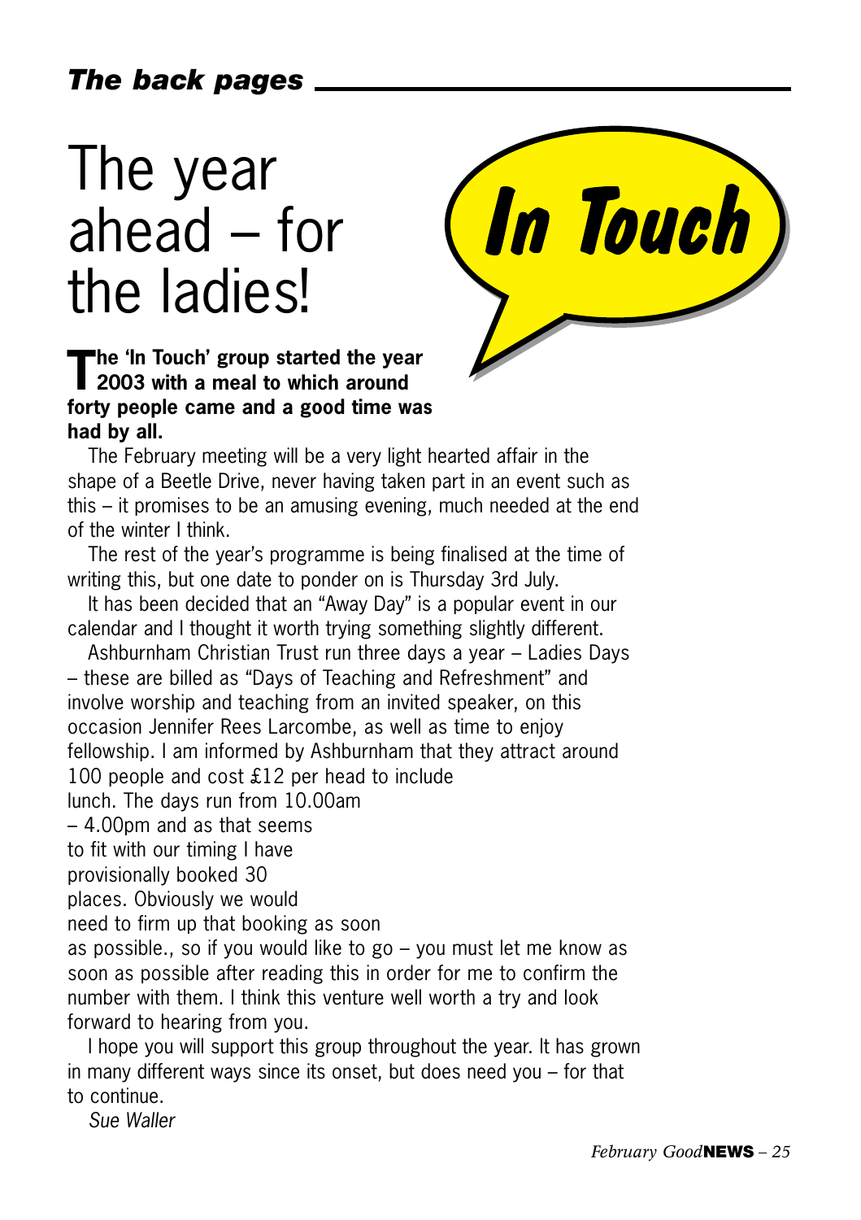# The year ahead – for the ladies!

**In Touch**

**The 'In Touch' group started the year 2003 with a meal to which around forty people came and a good time was had by all.**

The February meeting will be a very light hearted affair in the shape of a Beetle Drive, never having taken part in an event such as this – it promises to be an amusing evening, much needed at the end of the winter I think.

The rest of the year's programme is being finalised at the time of writing this, but one date to ponder on is Thursday 3rd July.

It has been decided that an "Away Day" is a popular event in our calendar and I thought it worth trying something slightly different.

Ashburnham Christian Trust run three days a year – Ladies Days – these are billed as "Days of Teaching and Refreshment" and involve worship and teaching from an invited speaker, on this occasion Jennifer Rees Larcombe, as well as time to enjoy fellowship. I am informed by Ashburnham that they attract around 100 people and cost £12 per head to include lunch. The days run from 10.00am – 4.00pm and as that seems to fit with our timing I have provisionally booked 30 places. Obviously we would need to firm up that booking as soon as possible., so if you would like to go – you must let me know as soon as possible after reading this in order for me to confirm the number with them. I think this venture well worth a try and look forward to hearing from you.

I hope you will support this group throughout the year. It has grown in many different ways since its onset, but does need you – for that to continue.

*Sue Waller*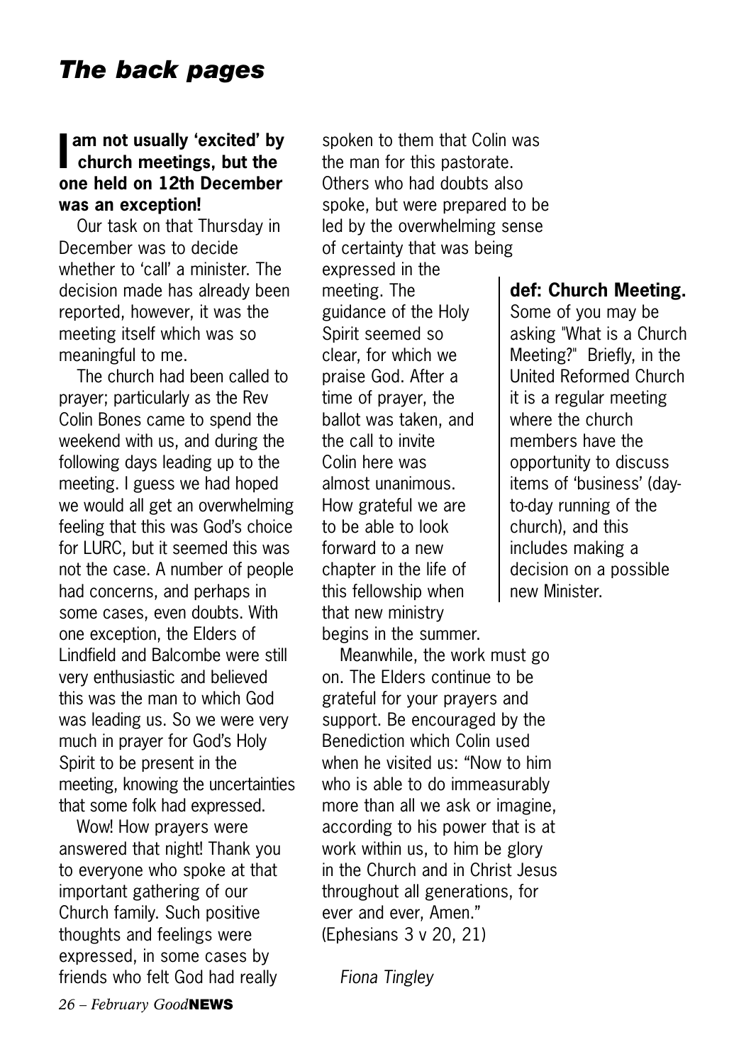# The back pages

**I am not usually 'excited' by church meetings, but the one held on 12th December was an exception!**

Our task on that Thursday in December was to decide whether to 'call' a minister. The decision made has already been reported, however, it was the meeting itself which was so meaningful to me.

The church had been called to prayer; particularly as the Rev Colin Bones came to spend the weekend with us, and during the following days leading up to the meeting. I guess we had hoped we would all get an overwhelming feeling that this was God's choice for LURC, but it seemed this was not the case. A number of people had concerns, and perhaps in some cases, even doubts. With one exception, the Elders of Lindfield and Balcombe were still very enthusiastic and believed this was the man to which God was leading us. So we were very much in prayer for God's Holy Spirit to be present in the meeting, knowing the uncertainties that some folk had expressed.

Wow! How prayers were answered that night! Thank you to everyone who spoke at that important gathering of our Church family. Such positive thoughts and feelings were expressed, in some cases by friends who felt God had really spoken to them that Colin was the man for this pastorate. Others who had doubts also spoke, but were prepared to be led by the overwhelming sense of certainty that was being expressed in the meeting. The guidance of the Holy Spirit seemed so clear, for which we praise God. After a time of prayer, the ballot was taken, and the call to invite Colin here was almost unanimous. How grateful we are to be able to look forward to a new chapter in the life of this fellowship when that new ministry begins in the summer.

Meanwhile, the work must go on. The Elders continue to be grateful for your prayers and support. Be encouraged by the Benediction which Colin used when he visited us: "Now to him who is able to do immeasurably more than all we ask or imagine, according to his power that is at work within us, to him be glory in the Church and in Christ Jesus throughout all generations, for ever and ever, Amen." (Ephesians 3 v 20, 21)

*Fiona Tingley*

**def: Church Meeting.**
Some of you may be asking "What is a Church Meeting?" Briefly, in the United Reformed Church it is a regular meeting where the church members have the opportunity to discuss items of 'business' (day-to-day running of the church), and this includes making a decision on a possible new Minister.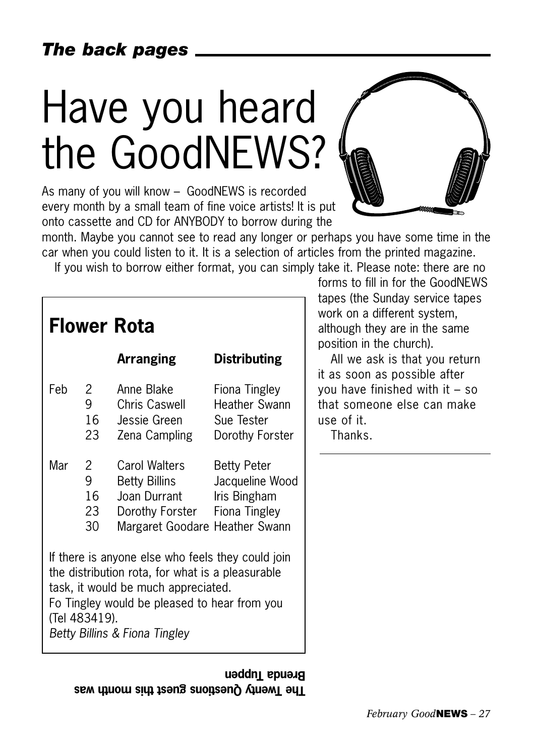## *The back pages*

# Have you heard the GoodNEWS?

As many of you will know – GoodNEWS is recorded every month by a small team of fine voice artists! It is put onto cassette and CD for ANYBODY to borrow during the month. Maybe you cannot see to read any longer or perhaps you have some time in the car when you could listen to it. It is a selection of articles from the printed magazine.

If you wish to borrow either format, you can simply take it. Please note: there are no forms to fill in for the GoodNEWS tapes (the Sunday service tapes work on a different system, although they are in the same position in the church).

All we ask is that you return it as soon as possible after you have finished with it – so that someone else can make use of it.

Thanks.

## Flower Rota

| | | **Arranging** | **Distributing** |
|---|---|---|---|
| Feb | 2 | Anne Blake | Fiona Tingley |
| | 9 | Chris Caswell | Heather Swann |
| | 16 | Jessie Green | Sue Tester |
| | 23 | Zena Campling | Dorothy Forster |
| Mar | 2 | Carol Walters | Betty Peter |
| | 9 | Betty Billins | Jacqueline Wood |
| | 16 | Joan Durrant | Iris Bingham |
| | 23 | Dorothy Forster | Fiona Tingley |
| | 30 | Margaret Goodare | Heather Swann |

If there is anyone else who feels they could join the distribution rota, for what is a pleasurable task, it would be much appreciated.
Fo Tingley would be pleased to hear from you (Tel 483419).
*Betty Billins & Fiona Tingley*

**The Twenty Questions guest this month was Brenda Tuppen**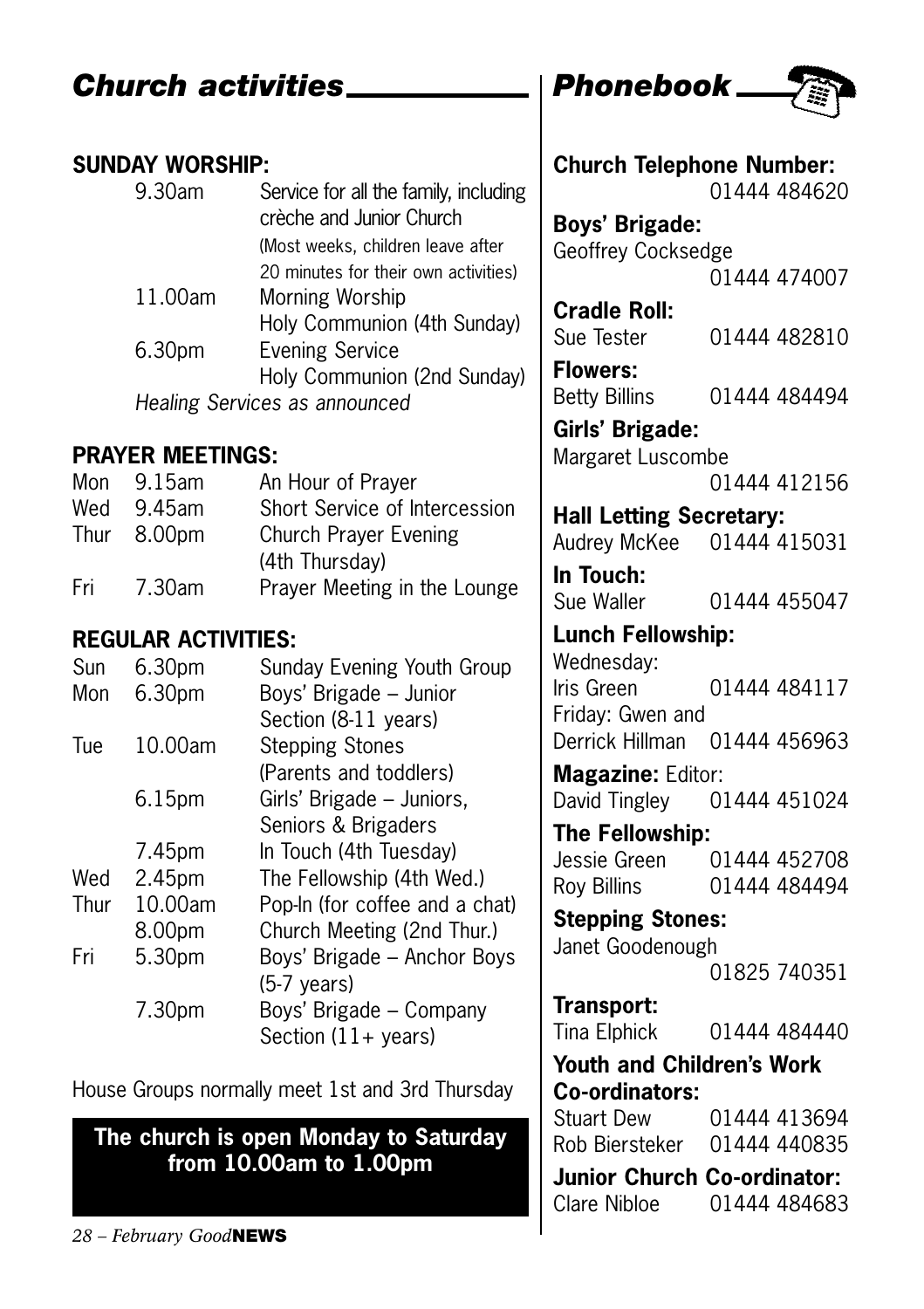## Church activities

### SUNDAY WORSHIP:

| | |
|---|---|
| 9.30am | Service for all the family, including crèche and Junior Church (Most weeks, children leave after 20 minutes for their own activities) |
| 11.00am | Morning Worship<br>Holy Communion (4th Sunday) |
| 6.30pm | Evening Service<br>Holy Communion (2nd Sunday) |

*Healing Services as announced*

### PRAYER MEETINGS:

| | | |
|---|---|---|
| Mon | 9.15am | An Hour of Prayer |
| Wed | 9.45am | Short Service of Intercession |
| Thur | 8.00pm | Church Prayer Evening (4th Thursday) |
| Fri | 7.30am | Prayer Meeting in the Lounge |

### REGULAR ACTIVITIES:

| | | |
|---|---|---|
| Sun | 6.30pm | Sunday Evening Youth Group |
| Mon | 6.30pm | Boys' Brigade – Junior Section (8-11 years) |
| Tue | 10.00am | Stepping Stones (Parents and toddlers) |
| | 6.15pm | Girls' Brigade – Juniors, Seniors & Brigaders |
| | 7.45pm | In Touch (4th Tuesday) |
| Wed | 2.45pm | The Fellowship (4th Wed.) |
| Thur | 10.00am | Pop-In (for coffee and a chat) |
| | 8.00pm | Church Meeting (2nd Thur.) |
| Fri | 5.30pm | Boys' Brigade – Anchor Boys (5-7 years) |
| | 7.30pm | Boys' Brigade – Company Section (11+ years) |

House Groups normally meet 1st and 3rd Thursday

**The church is open Monday to Saturday from 10.00am to 1.00pm**

## Phonebook

**Church Telephone Number:** 01444 484620

**Boys' Brigade:**
Geoffrey Cocksedge 01444 474007

**Cradle Roll:**
Sue Tester 01444 482810

**Flowers:**
Betty Billins 01444 484494

**Girls' Brigade:**
Margaret Luscombe 01444 412156

**Hall Letting Secretary:**
Audrey McKee 01444 415031

**In Touch:**
Sue Waller 01444 455047

**Lunch Fellowship:**
Wednesday:
Iris Green 01444 484117
Friday: Gwen and
Derrick Hillman 01444 456963

**Magazine:** Editor:
David Tingley 01444 451024

**The Fellowship:**
Jessie Green 01444 452708
Roy Billins 01444 484494

**Stepping Stones:**
Janet Goodenough 01825 740351

**Transport:**
Tina Elphick 01444 484440

**Youth and Children's Work Co-ordinators:**
Stuart Dew 01444 413694
Rob Biersteker 01444 440835

**Junior Church Co-ordinator:**
Clare Nibloe 01444 484683